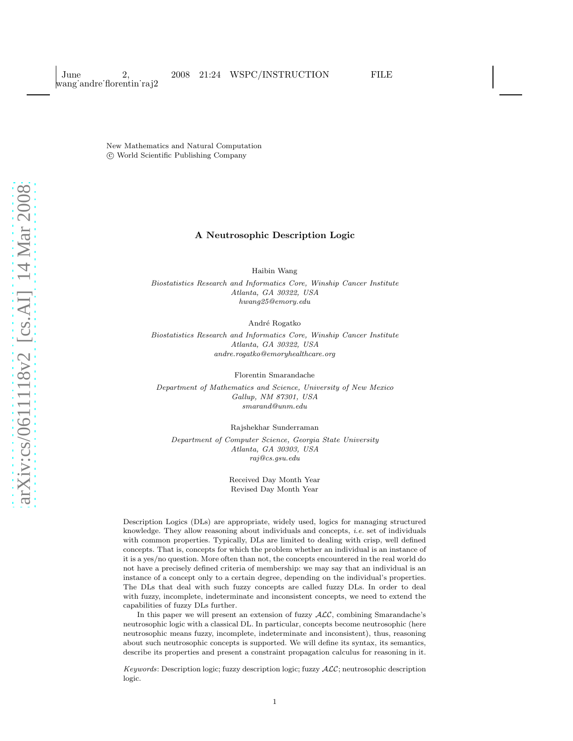New Mathematics and Natural Computation
© World Scientific Publishing Company

# A Neutrosophic Description Logic

Haibin Wang

*Biostatistics Research and Informatics Core, Winship Cancer Institute*
*Atlanta, GA 30322, USA*
*hwang25@emory.edu*

André Rogatko

*Biostatistics Research and Informatics Core, Winship Cancer Institute*
*Atlanta, GA 30322, USA*
*andre.rogatko@emoryhealthcare.org*

Florentin Smarandache

*Department of Mathematics and Science, University of New Mexico*
*Gallup, NM 87301, USA*
*smarand@unm.edu*

Rajshekhar Sunderraman

*Department of Computer Science, Georgia State University*
*Atlanta, GA 30303, USA*
*raj@cs.gsu.edu*

Received Day Month Year
Revised Day Month Year

Description Logics (DLs) are appropriate, widely used, logics for managing structured knowledge. They allow reasoning about individuals and concepts, *i.e.* set of individuals with common properties. Typically, DLs are limited to dealing with crisp, well defined concepts. That is, concepts for which the problem whether an individual is an instance of it is a yes/no question. More often than not, the concepts encountered in the real world do not have a precisely defined criteria of membership: we may say that an individual is an instance of a concept only to a certain degree, depending on the individual's properties. The DLs that deal with such fuzzy concepts are called fuzzy DLs. In order to deal with fuzzy, incomplete, indeterminate and inconsistent concepts, we need to extend the capabilities of fuzzy DLs further.

In this paper we will present an extension of fuzzy $\mathcal{ALC}$, combining Smarandache's neutrosophic logic with a classical DL. In particular, concepts become neutrosophic (here neutrosophic means fuzzy, incomplete, indeterminate and inconsistent), thus, reasoning about such neutrosophic concepts is supported. We will define its syntax, its semantics, describe its properties and present a constraint propagation calculus for reasoning in it.

*Keywords*: Description logic; fuzzy description logic; fuzzy $\mathcal{ALC}$; neutrosophic description logic.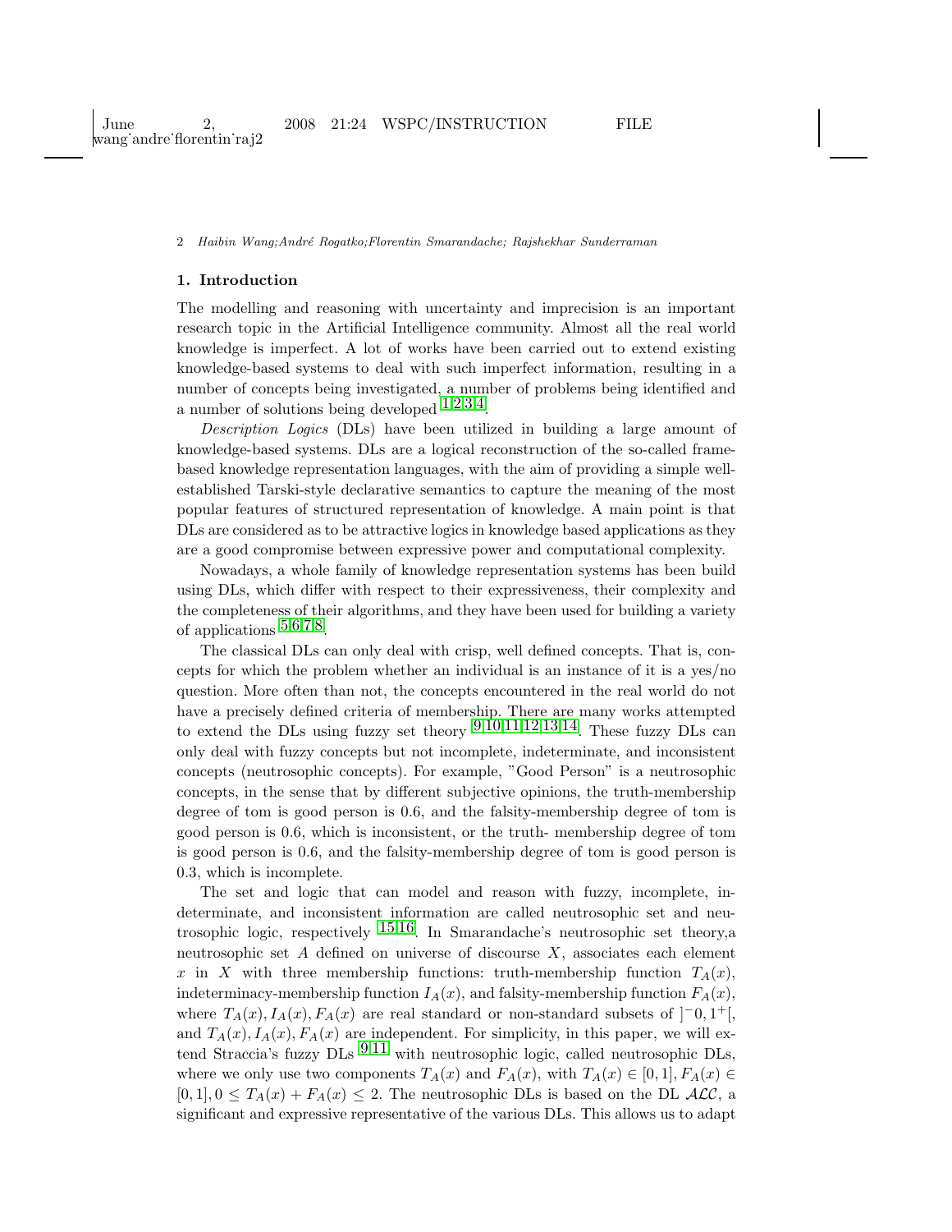## 1. Introduction

The modelling and reasoning with uncertainty and imprecision is an important research topic in the Artificial Intelligence community. Almost all the real world knowledge is imperfect. A lot of works have been carried out to extend existing knowledge-based systems to deal with such imperfect information, resulting in a number of concepts being investigated, a number of problems being identified and a number of solutions being developed [1,2,3,4].

*Description Logics* (DLs) have been utilized in building a large amount of knowledge-based systems. DLs are a logical reconstruction of the so-called frame-based knowledge representation languages, with the aim of providing a simple well-established Tarski-style declarative semantics to capture the meaning of the most popular features of structured representation of knowledge. A main point is that DLs are considered as to be attractive logics in knowledge based applications as they are a good compromise between expressive power and computational complexity.

Nowadays, a whole family of knowledge representation systems has been build using DLs, which differ with respect to their expressiveness, their complexity and the completeness of their algorithms, and they have been used for building a variety of applications [5,6,7,8].

The classical DLs can only deal with crisp, well defined concepts. That is, concepts for which the problem whether an individual is an instance of it is a yes/no question. More often than not, the concepts encountered in the real world do not have a precisely defined criteria of membership. There are many works attempted to extend the DLs using fuzzy set theory [9,10,11,12,13,14]. These fuzzy DLs can only deal with fuzzy concepts but not incomplete, indeterminate, and inconsistent concepts (neutrosophic concepts). For example, "Good Person" is a neutrosophic concepts, in the sense that by different subjective opinions, the truth-membership degree of tom is good person is 0.6, and the falsity-membership degree of tom is good person is 0.6, which is inconsistent, or the truth- membership degree of tom is good person is 0.6, and the falsity-membership degree of tom is good person is 0.3, which is incomplete.

The set and logic that can model and reason with fuzzy, incomplete, indeterminate, and inconsistent information are called neutrosophic set and neutrosophic logic, respectively [15,16]. In Smarandache's neutrosophic set theory,a neutrosophic set $A$ defined on universe of discourse $X$, associates each element $x$ in $X$ with three membership functions: truth-membership function $T_A(x)$, indeterminacy-membership function $I_A(x)$, and falsity-membership function $F_A(x)$, where $T_A(x), I_A(x), F_A(x)$ are real standard or non-standard subsets of $]^-0, 1^+[$, and $T_A(x), I_A(x), F_A(x)$ are independent. For simplicity, in this paper, we will extend Straccia's fuzzy DLs [9,11] with neutrosophic logic, called neutrosophic DLs, where we only use two components $T_A(x)$ and $F_A(x)$, with $T_A(x) \in [0, 1], F_A(x) \in [0, 1], 0 \leq T_A(x) + F_A(x) \leq 2$. The neutrosophic DLs is based on the DL $\mathcal{ALC}$, a significant and expressive representative of the various DLs. This allows us to adapt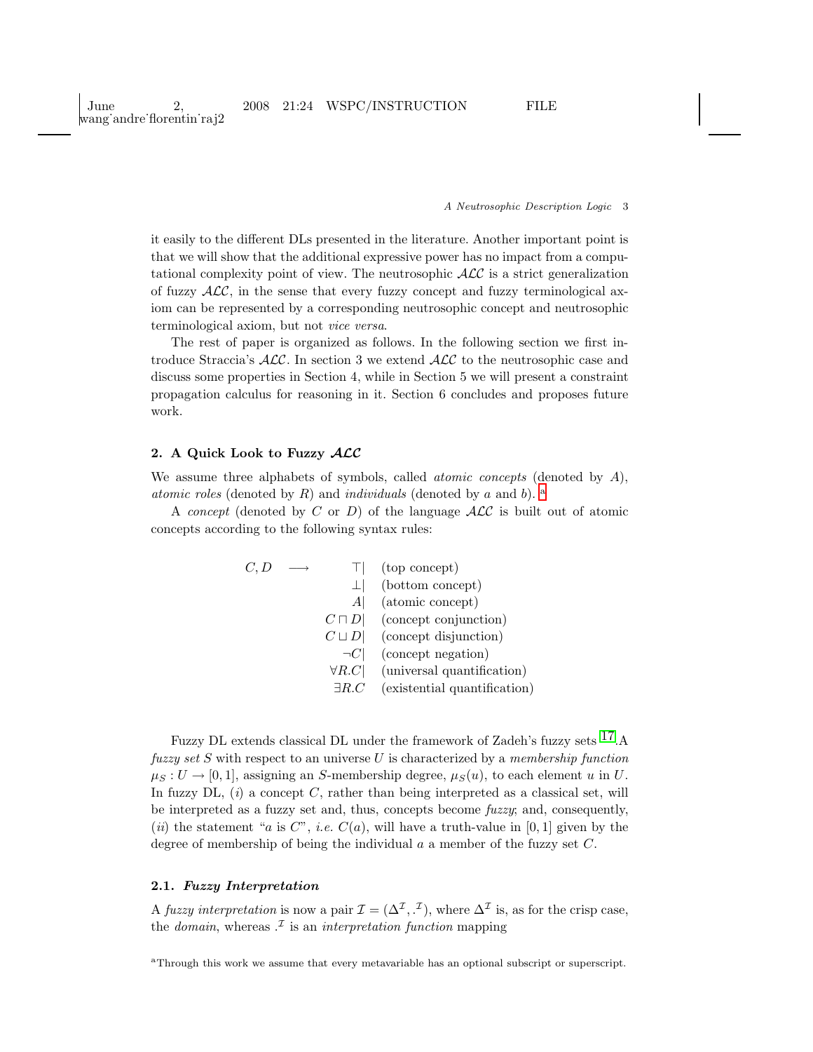it easily to the different DLs presented in the literature. Another important point is that we will show that the additional expressive power has no impact from a computational complexity point of view. The neutrosophic $\mathcal{ALC}$ is a strict generalization of fuzzy $\mathcal{ALC}$, in the sense that every fuzzy concept and fuzzy terminological axiom can be represented by a corresponding neutrosophic concept and neutrosophic terminological axiom, but not *vice versa*.

The rest of paper is organized as follows. In the following section we first introduce Straccia's $\mathcal{ALC}$. In section 3 we extend $\mathcal{ALC}$ to the neutrosophic case and discuss some properties in Section 4, while in Section 5 we will present a constraint propagation calculus for reasoning in it. Section 6 concludes and proposes future work.

## 2. A Quick Look to Fuzzy $\mathcal{ALC}$

We assume three alphabets of symbols, called *atomic concepts* (denoted by $A$), *atomic roles* (denoted by $R$) and *individuals* (denoted by $a$ and $b$). [a]

A *concept* (denoted by $C$ or $D$) of the language $\mathcal{ALC}$ is built out of atomic concepts according to the following syntax rules:

$$
\begin{array}{lrl}
C, D \quad \longrightarrow & \top | & \text{(top concept)} \\
 & \bot | & \text{(bottom concept)} \\
 & A | & \text{(atomic concept)} \\
 & C \sqcap D | & \text{(concept conjunction)} \\
 & C \sqcup D | & \text{(concept disjunction)} \\
 & \neg C | & \text{(concept negation)} \\
 & \forall R.C | & \text{(universal quantification)} \\
 & \exists R.C & \text{(existential quantification)}
\end{array}
$$

Fuzzy DL extends classical DL under the framework of Zadeh's fuzzy sets [17].A *fuzzy set* $S$ with respect to an universe $U$ is characterized by a *membership function* $\mu_S : U \to [0,1]$, assigning an $S$-membership degree, $\mu_S(u)$, to each element $u$ in $U$. In fuzzy DL, ($i$) a concept $C$, rather than being interpreted as a classical set, will be interpreted as a fuzzy set and, thus, concepts become *fuzzy*; and, consequently, ($ii$) the statement "$a$ is $C$", *i.e.* $C(a)$, will have a truth-value in $[0,1]$ given by the degree of membership of being the individual $a$ a member of the fuzzy set $C$.

### 2.1. Fuzzy Interpretation

A *fuzzy interpretation* is now a pair $\mathcal{I} = (\Delta^{\mathcal{I}}, \cdot^{\mathcal{I}})$, where $\Delta^{\mathcal{I}}$ is, as for the crisp case, the *domain*, whereas $\cdot^{\mathcal{I}}$ is an *interpretation function* mapping

[a]Through this work we assume that every metavariable has an optional subscript or superscript.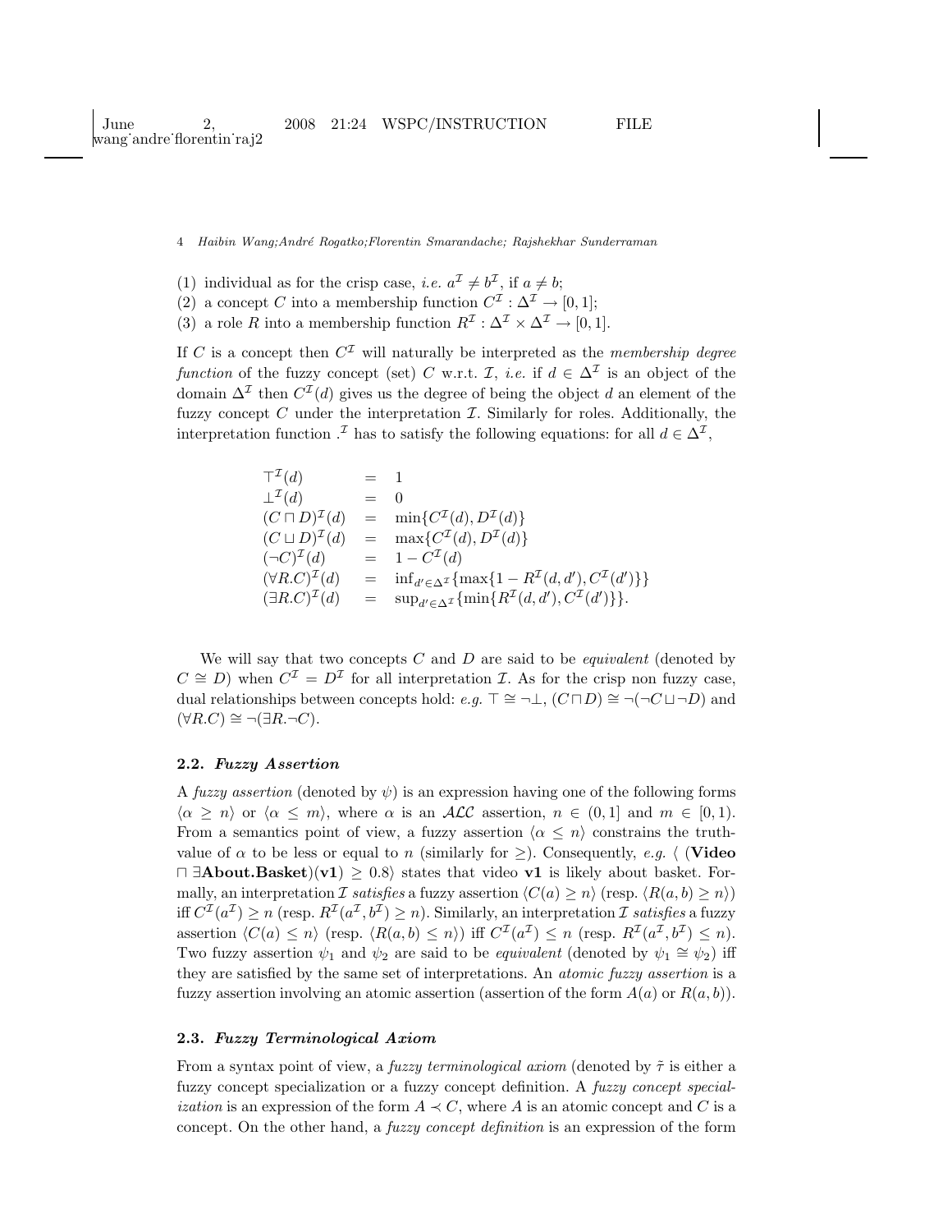(1) individual as for the crisp case, *i.e.* $a^{\mathcal{I}} \neq b^{\mathcal{I}}$, if $a \neq b$;
(2) a concept $C$ into a membership function $C^{\mathcal{I}} : \Delta^{\mathcal{I}} \to [0,1]$;
(3) a role $R$ into a membership function $R^{\mathcal{I}} : \Delta^{\mathcal{I}} \times \Delta^{\mathcal{I}} \to [0,1]$.

If $C$ is a concept then $C^{\mathcal{I}}$ will naturally be interpreted as the *membership degree function* of the fuzzy concept (set) $C$ w.r.t. $\mathcal{I}$, *i.e.* if $d \in \Delta^{\mathcal{I}}$ is an object of the domain $\Delta^{\mathcal{I}}$ then $C^{\mathcal{I}}(d)$ gives us the degree of being the object $d$ an element of the fuzzy concept $C$ under the interpretation $\mathcal{I}$. Similarly for roles. Additionally, the interpretation function $.^{\mathcal{I}}$ has to satisfy the following equations: for all $d \in \Delta^{\mathcal{I}}$,

$$
\begin{array}{lcl}
\top^{\mathcal{I}}(d) & = & 1 \\
\bot^{\mathcal{I}}(d) & = & 0 \\
(C \sqcap D)^{\mathcal{I}}(d) & = & \min\{C^{\mathcal{I}}(d), D^{\mathcal{I}}(d)\} \\
(C \sqcup D)^{\mathcal{I}}(d) & = & \max\{C^{\mathcal{I}}(d), D^{\mathcal{I}}(d)\} \\
(\neg C)^{\mathcal{I}}(d) & = & 1 - C^{\mathcal{I}}(d) \\
(\forall R.C)^{\mathcal{I}}(d) & = & \inf_{d' \in \Delta^{\mathcal{I}}}\{\max\{1 - R^{\mathcal{I}}(d,d'), C^{\mathcal{I}}(d')\}\} \\
(\exists R.C)^{\mathcal{I}}(d) & = & \sup_{d' \in \Delta^{\mathcal{I}}}\{\min\{R^{\mathcal{I}}(d,d'), C^{\mathcal{I}}(d')\}\}.
\end{array}
$$

We will say that two concepts $C$ and $D$ are said to be *equivalent* (denoted by $C \cong D$) when $C^{\mathcal{I}} = D^{\mathcal{I}}$ for all interpretation $\mathcal{I}$. As for the crisp non fuzzy case, dual relationships between concepts hold: *e.g.* $\top \cong \neg\bot$, $(C \sqcap D) \cong \neg(\neg C \sqcup \neg D)$ and $(\forall R.C) \cong \neg(\exists R.\neg C)$.

### 2.2. *Fuzzy Assertion*

A *fuzzy assertion* (denoted by $\psi$) is an expression having one of the following forms $\langle \alpha \geq n \rangle$ or $\langle \alpha \leq m \rangle$, where $\alpha$ is an $\mathcal{ALC}$ assertion, $n \in (0,1]$ and $m \in [0,1)$. From a semantics point of view, a fuzzy assertion $\langle \alpha \leq n \rangle$ constrains the truth-value of $\alpha$ to be less or equal to $n$ (similarly for $\geq$). Consequently, *e.g.* $\langle$ (**Video** $\sqcap$ $\exists$**About.Basket**)(**v1**) $\geq 0.8\rangle$ states that video **v1** is likely about basket. Formally, an interpretation $\mathcal{I}$ *satisfies* a fuzzy assertion $\langle C(a) \geq n \rangle$ (resp. $\langle R(a,b) \geq n \rangle$) iff $C^{\mathcal{I}}(a^{\mathcal{I}}) \geq n$ (resp. $R^{\mathcal{I}}(a^{\mathcal{I}}, b^{\mathcal{I}}) \geq n$). Similarly, an interpretation $\mathcal{I}$ *satisfies* a fuzzy assertion $\langle C(a) \leq n \rangle$ (resp. $\langle R(a,b) \leq n \rangle$) iff $C^{\mathcal{I}}(a^{\mathcal{I}}) \leq n$ (resp. $R^{\mathcal{I}}(a^{\mathcal{I}}, b^{\mathcal{I}}) \leq n$). Two fuzzy assertion $\psi_1$ and $\psi_2$ are said to be *equivalent* (denoted by $\psi_1 \cong \psi_2$) iff they are satisfied by the same set of interpretations. An *atomic fuzzy assertion* is a fuzzy assertion involving an atomic assertion (assertion of the form $A(a)$ or $R(a,b)$).

### 2.3. *Fuzzy Terminological Axiom*

From a syntax point of view, a *fuzzy terminological axiom* (denoted by $\tilde{\tau}$ is either a fuzzy concept specialization or a fuzzy concept definition. A *fuzzy concept specialization* is an expression of the form $A \prec C$, where $A$ is an atomic concept and $C$ is a concept. On the other hand, a *fuzzy concept definition* is an expression of the form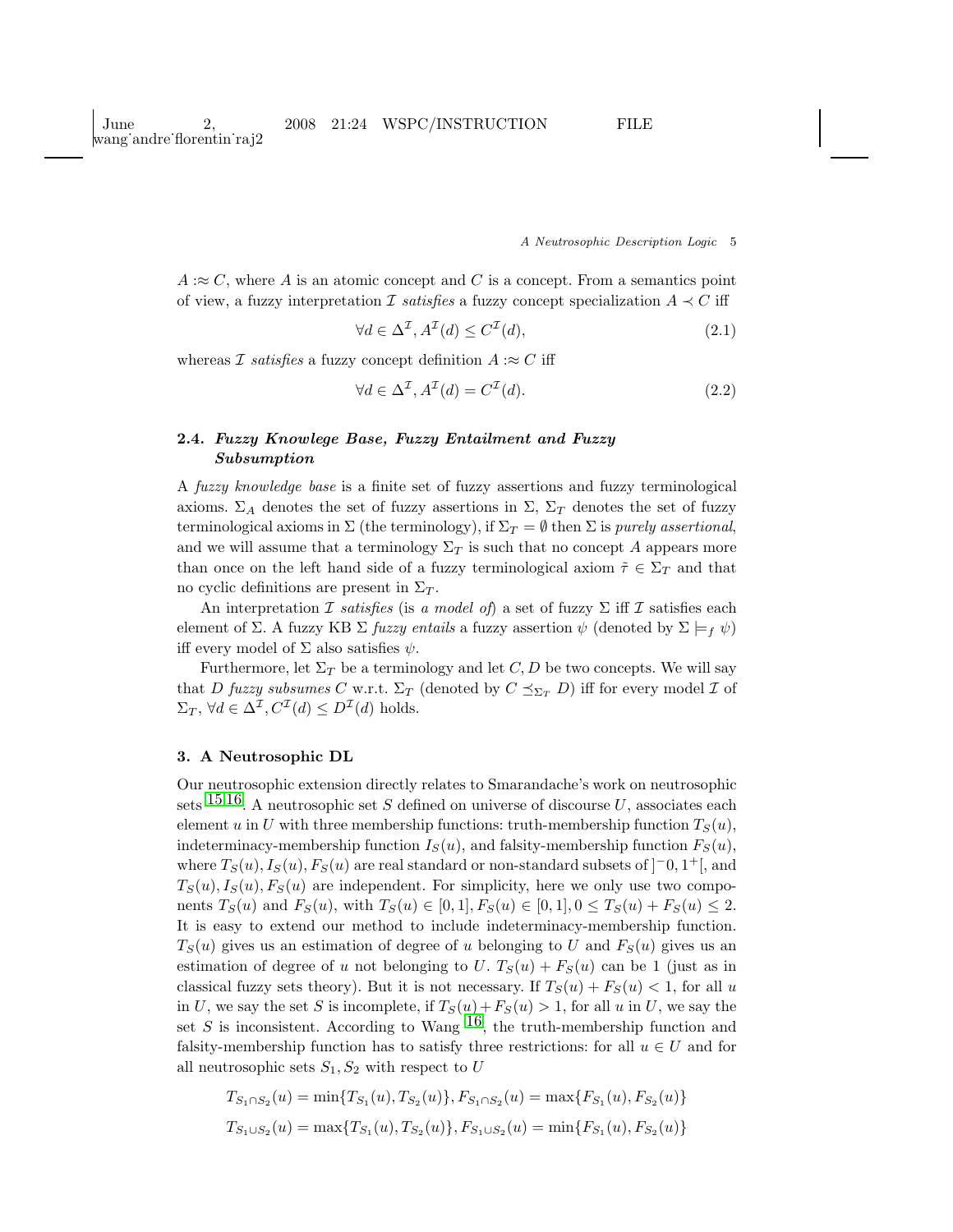$A :\approx C$, where $A$ is an atomic concept and $C$ is a concept. From a semantics point of view, a fuzzy interpretation $\mathcal{I}$ *satisfies* a fuzzy concept specialization $A \prec C$ iff

$$\forall d \in \Delta^{\mathcal{I}}, A^{\mathcal{I}}(d) \leq C^{\mathcal{I}}(d), \tag{2.1}$$

whereas $\mathcal{I}$ *satisfies* a fuzzy concept definition $A :\approx C$ iff

$$\forall d \in \Delta^{\mathcal{I}}, A^{\mathcal{I}}(d) = C^{\mathcal{I}}(d). \tag{2.2}$$

### 2.4. *Fuzzy Knowlege Base, Fuzzy Entailment and Fuzzy Subsumption*

A *fuzzy knowledge base* is a finite set of fuzzy assertions and fuzzy terminological axioms. $\Sigma_A$ denotes the set of fuzzy assertions in $\Sigma$, $\Sigma_T$ denotes the set of fuzzy terminological axioms in $\Sigma$ (the terminology), if $\Sigma_T = \emptyset$ then $\Sigma$ is *purely assertional*, and we will assume that a terminology $\Sigma_T$ is such that no concept $A$ appears more than once on the left hand side of a fuzzy terminological axiom $\tilde{\tau} \in \Sigma_T$ and that no cyclic definitions are present in $\Sigma_T$.

An interpretation $\mathcal{I}$ *satisfies* (is *a model of*) a set of fuzzy $\Sigma$ iff $\mathcal{I}$ satisfies each element of $\Sigma$. A fuzzy KB $\Sigma$ *fuzzy entails* a fuzzy assertion $\psi$ (denoted by $\Sigma \models_f \psi$) iff every model of $\Sigma$ also satisfies $\psi$.

Furthermore, let $\Sigma_T$ be a terminology and let $C, D$ be two concepts. We will say that $D$ *fuzzy subsumes* $C$ w.r.t. $\Sigma_T$ (denoted by $C \preceq_{\Sigma_T} D$) iff for every model $\mathcal{I}$ of $\Sigma_T$, $\forall d \in \Delta^{\mathcal{I}}, C^{\mathcal{I}}(d) \leq D^{\mathcal{I}}(d)$ holds.

## 3. A Neutrosophic DL

Our neutrosophic extension directly relates to Smarandache's work on neutrosophic sets [15,16]. A neutrosophic set $S$ defined on universe of discourse $U$, associates each element $u$ in $U$ with three membership functions: truth-membership function $T_S(u)$, indeterminacy-membership function $I_S(u)$, and falsity-membership function $F_S(u)$, where $T_S(u), I_S(u), F_S(u)$ are real standard or non-standard subsets of $]^-0, 1^+[$, and $T_S(u), I_S(u), F_S(u)$ are independent. For simplicity, here we only use two components $T_S(u)$ and $F_S(u)$, with $T_S(u) \in [0, 1], F_S(u) \in [0, 1], 0 \leq T_S(u) + F_S(u) \leq 2$. It is easy to extend our method to include indeterminacy-membership function. $T_S(u)$ gives us an estimation of degree of $u$ belonging to $U$ and $F_S(u)$ gives us an estimation of degree of $u$ not belonging to $U$. $T_S(u) + F_S(u)$ can be 1 (just as in classical fuzzy sets theory). But it is not necessary. If $T_S(u) + F_S(u) < 1$, for all $u$ in $U$, we say the set $S$ is incomplete, if $T_S(u) + F_S(u) > 1$, for all $u$ in $U$, we say the set $S$ is inconsistent. According to Wang [16], the truth-membership function and falsity-membership function has to satisfy three restrictions: for all $u \in U$ and for all neutrosophic sets $S_1, S_2$ with respect to $U$

$$T_{S_1 \cap S_2}(u) = \min\{T_{S_1}(u), T_{S_2}(u)\}, F_{S_1 \cap S_2}(u) = \max\{F_{S_1}(u), F_{S_2}(u)\}$$

$$T_{S_1 \cup S_2}(u) = \max\{T_{S_1}(u), T_{S_2}(u)\}, F_{S_1 \cup S_2}(u) = \min\{F_{S_1}(u), F_{S_2}(u)\}$$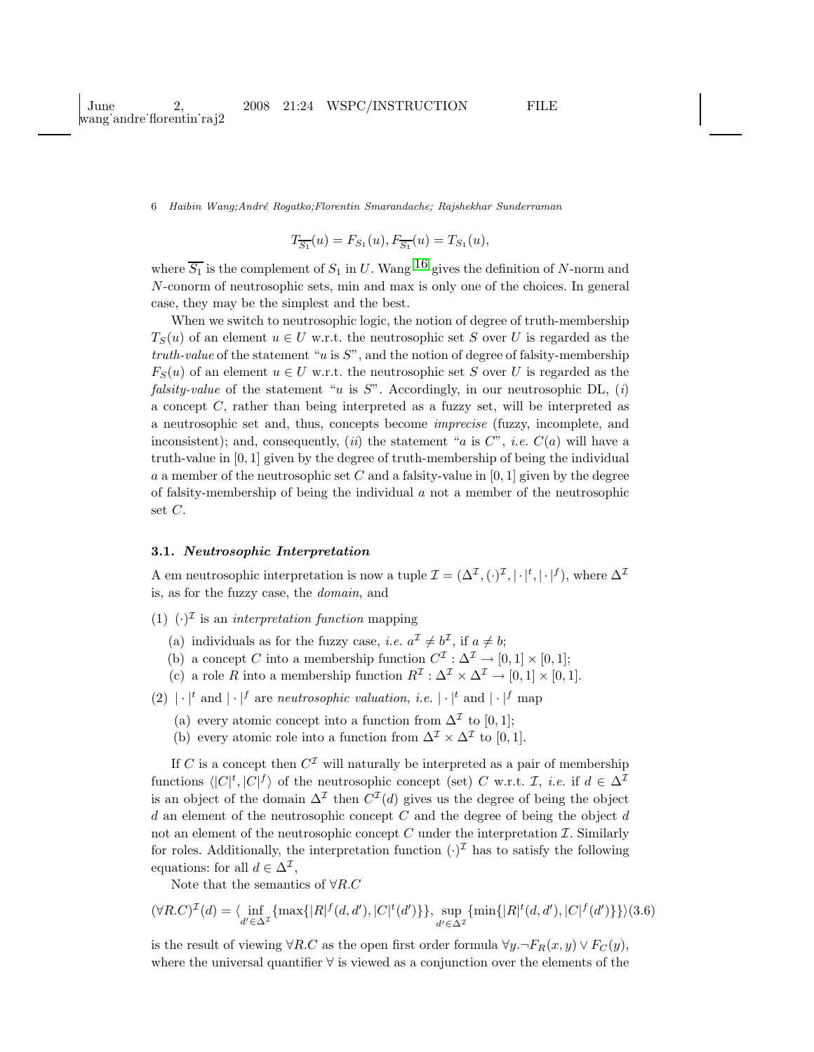$$T_{\overline{S_1}}(u) = F_{S_1}(u), F_{\overline{S_1}}(u) = T_{S_1}(u),$$

where $\overline{S_1}$ is the complement of $S_1$ in $U$. Wang [16] gives the definition of $N$-norm and $N$-conorm of neutrosophic sets, min and max is only one of the choices. In general case, they may be the simplest and the best.

When we switch to neutrosophic logic, the notion of degree of truth-membership $T_S(u)$ of an element $u \in U$ w.r.t. the neutrosophic set $S$ over $U$ is regarded as the *truth-value* of the statement "$u$ is $S$", and the notion of degree of falsity-membership $F_S(u)$ of an element $u \in U$ w.r.t. the neutrosophic set $S$ over $U$ is regarded as the *falsity-value* of the statement "$u$ is $S$". Accordingly, in our neutrosophic DL, ($i$) a concept $C$, rather than being interpreted as a fuzzy set, will be interpreted as a neutrosophic set and, thus, concepts become *imprecise* (fuzzy, incomplete, and inconsistent); and, consequently, ($ii$) the statement "$a$ is $C$", *i.e.* $C(a)$ will have a truth-value in $[0, 1]$ given by the degree of truth-membership of being the individual $a$ a member of the neutrosophic set $C$ and a falsity-value in $[0, 1]$ given by the degree of falsity-membership of being the individual $a$ not a member of the neutrosophic set $C$.

### 3.1. *Neutrosophic Interpretation*

A em neutrosophic interpretation is now a tuple $\mathcal{I} = (\Delta^{\mathcal{I}}, (\cdot)^{\mathcal{I}}, |\cdot|^t, |\cdot|^f)$, where $\Delta^{\mathcal{I}}$ is, as for the fuzzy case, the *domain*, and

(1) $(\cdot)^{\mathcal{I}}$ is an *interpretation function* mapping
   (a) individuals as for the fuzzy case, *i.e.* $a^{\mathcal{I}} \neq b^{\mathcal{I}}$, if $a \neq b$;
   (b) a concept $C$ into a membership function $C^{\mathcal{I}} : \Delta^{\mathcal{I}} \to [0, 1] \times [0, 1]$;
   (c) a role $R$ into a membership function $R^{\mathcal{I}} : \Delta^{\mathcal{I}} \times \Delta^{\mathcal{I}} \to [0, 1] \times [0, 1]$.

(2) $|\cdot|^t$ and $|\cdot|^f$ are *neutrosophic valuation*, *i.e.* $|\cdot|^t$ and $|\cdot|^f$ map
   (a) every atomic concept into a function from $\Delta^{\mathcal{I}}$ to $[0, 1]$;
   (b) every atomic role into a function from $\Delta^{\mathcal{I}} \times \Delta^{\mathcal{I}}$ to $[0, 1]$.

If $C$ is a concept then $C^{\mathcal{I}}$ will naturally be interpreted as a pair of membership functions $\langle |C|^t, |C|^f \rangle$ of the neutrosophic concept (set) $C$ w.r.t. $\mathcal{I}$, *i.e.* if $d \in \Delta^{\mathcal{I}}$ is an object of the domain $\Delta^{\mathcal{I}}$ then $C^{\mathcal{I}}(d)$ gives us the degree of being the object $d$ an element of the neutrosophic concept $C$ and the degree of being the object $d$ not an element of the neutrosophic concept $C$ under the interpretation $\mathcal{I}$. Similarly for roles. Additionally, the interpretation function $(\cdot)^{\mathcal{I}}$ has to satisfy the following equations: for all $d \in \Delta^{\mathcal{I}}$,

Note that the semantics of $\forall R.C$

$$(\forall R.C)^{\mathcal{I}}(d) = \langle \inf_{d' \in \Delta^{\mathcal{I}}} \{\max\{|R|^f(d, d'), |C|^t(d')\}\}, \sup_{d' \in \Delta^{\mathcal{I}}} \{\min\{|R|^t(d, d'), |C|^f(d')\}\} \rangle \quad (3.6)$$

is the result of viewing $\forall R.C$ as the open first order formula $\forall y.\neg F_R(x, y) \vee F_C(y)$, where the universal quantifier $\forall$ is viewed as a conjunction over the elements of the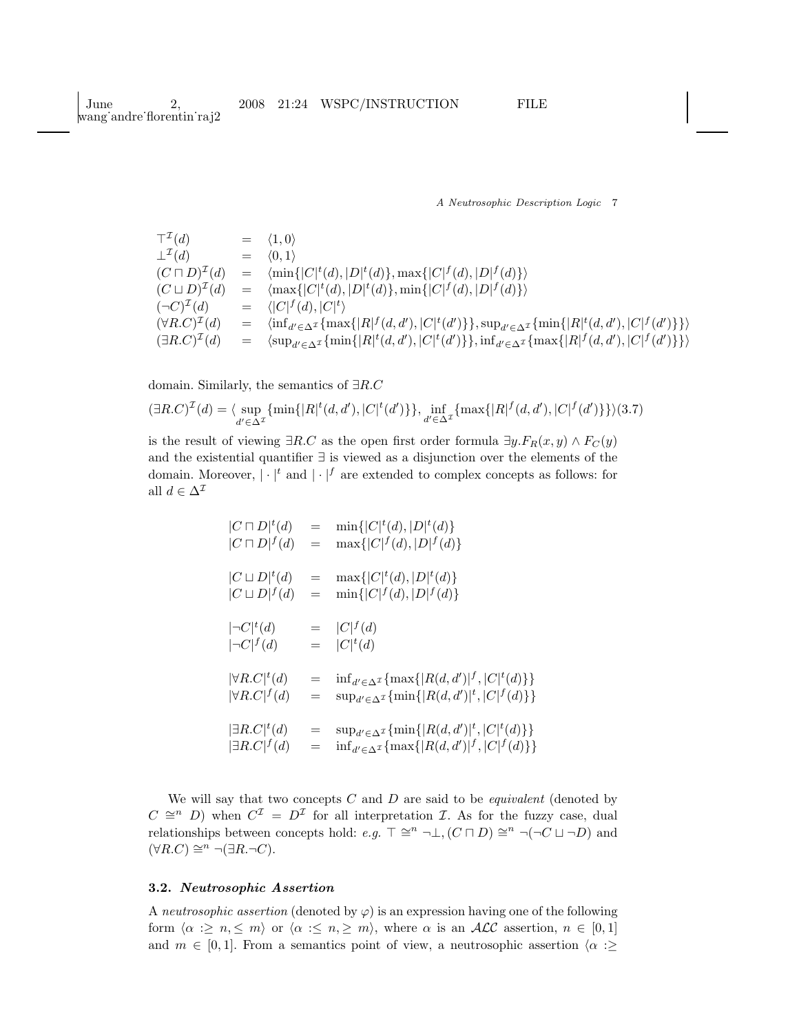$$
\begin{array}{lcl}
\top^{\mathcal{I}}(d) & = & \langle 1, 0\rangle \\
\bot^{\mathcal{I}}(d) & = & \langle 0, 1\rangle \\
(C \sqcap D)^{\mathcal{I}}(d) & = & \langle \min\{|C|^t(d), |D|^t(d)\}, \max\{|C|^f(d), |D|^f(d)\}\rangle \\
(C \sqcup D)^{\mathcal{I}}(d) & = & \langle \max\{|C|^t(d), |D|^t(d)\}, \min\{|C|^f(d), |D|^f(d)\}\rangle \\
(\neg C)^{\mathcal{I}}(d) & = & \langle |C|^f(d), |C|^t\rangle \\
(\forall R.C)^{\mathcal{I}}(d) & = & \langle \inf_{d' \in \Delta^{\mathcal{I}}}\{\max\{|R|^f(d,d'), |C|^t(d')\}\}, \sup_{d' \in \Delta^{\mathcal{I}}}\{\min\{|R|^t(d,d'), |C|^f(d')\}\}\rangle \\
(\exists R.C)^{\mathcal{I}}(d) & = & \langle \sup_{d' \in \Delta^{\mathcal{I}}}\{\min\{|R|^t(d,d'), |C|^t(d')\}\}, \inf_{d' \in \Delta^{\mathcal{I}}}\{\max\{|R|^f(d,d'), |C|^f(d')\}\}\rangle
\end{array}
$$

domain. Similarly, the semantics of $\exists R.C$

$$
(\exists R.C)^{\mathcal{I}}(d) = \langle \sup_{d' \in \Delta^{\mathcal{I}}}\{\min\{|R|^t(d,d'), |C|^t(d')\}\}, \inf_{d' \in \Delta^{\mathcal{I}}}\{\max\{|R|^f(d,d'), |C|^f(d')\}\}\rangle \quad (3.7)
$$

is the result of viewing $\exists R.C$ as the open first order formula $\exists y.F_R(x,y) \wedge F_C(y)$ and the existential quantifier $\exists$ is viewed as a disjunction over the elements of the domain. Moreover, $|\cdot|^t$ and $|\cdot|^f$ are extended to complex concepts as follows: for all $d \in \Delta^{\mathcal{I}}$

$$
\begin{array}{lcl}
|C \sqcap D|^t(d) & = & \min\{|C|^t(d), |D|^t(d)\} \\
|C \sqcap D|^f(d) & = & \max\{|C|^f(d), |D|^f(d)\} \\
\\
|C \sqcup D|^t(d) & = & \max\{|C|^t(d), |D|^t(d)\} \\
|C \sqcup D|^f(d) & = & \min\{|C|^f(d), |D|^f(d)\} \\
\\
|\neg C|^t(d) & = & |C|^f(d) \\
|\neg C|^f(d) & = & |C|^t(d) \\
\\
|\forall R.C|^t(d) & = & \inf_{d' \in \Delta^{\mathcal{I}}}\{\max\{|R(d,d')|^f, |C|^t(d)\}\} \\
|\forall R.C|^f(d) & = & \sup_{d' \in \Delta^{\mathcal{I}}}\{\min\{|R(d,d')|^t, |C|^f(d)\}\} \\
\\
|\exists R.C|^t(d) & = & \sup_{d' \in \Delta^{\mathcal{I}}}\{\min\{|R(d,d')|^t, |C|^t(d)\}\} \\
|\exists R.C|^f(d) & = & \inf_{d' \in \Delta^{\mathcal{I}}}\{\max\{|R(d,d')|^f, |C|^f(d)\}\}
\end{array}
$$

We will say that two concepts $C$ and $D$ are said to be *equivalent* (denoted by $C \cong^n D$) when $C^{\mathcal{I}} = D^{\mathcal{I}}$ for all interpretation $\mathcal{I}$. As for the fuzzy case, dual relationships between concepts hold: *e.g.* $\top \cong^n \neg\bot$, $(C \sqcap D) \cong^n \neg(\neg C \sqcup \neg D)$ and $(\forall R.C) \cong^n \neg(\exists R.\neg C)$.

### 3.2. *Neutrosophic Assertion*

A *neutrosophic assertion* (denoted by $\varphi$) is an expression having one of the following form $\langle \alpha :\geq n, \leq m\rangle$ or $\langle \alpha :\leq n, \geq m\rangle$, where $\alpha$ is an $\mathcal{ALC}$ assertion, $n \in [0,1]$ and $m \in [0,1]$. From a semantics point of view, a neutrosophic assertion $\langle \alpha :\geq$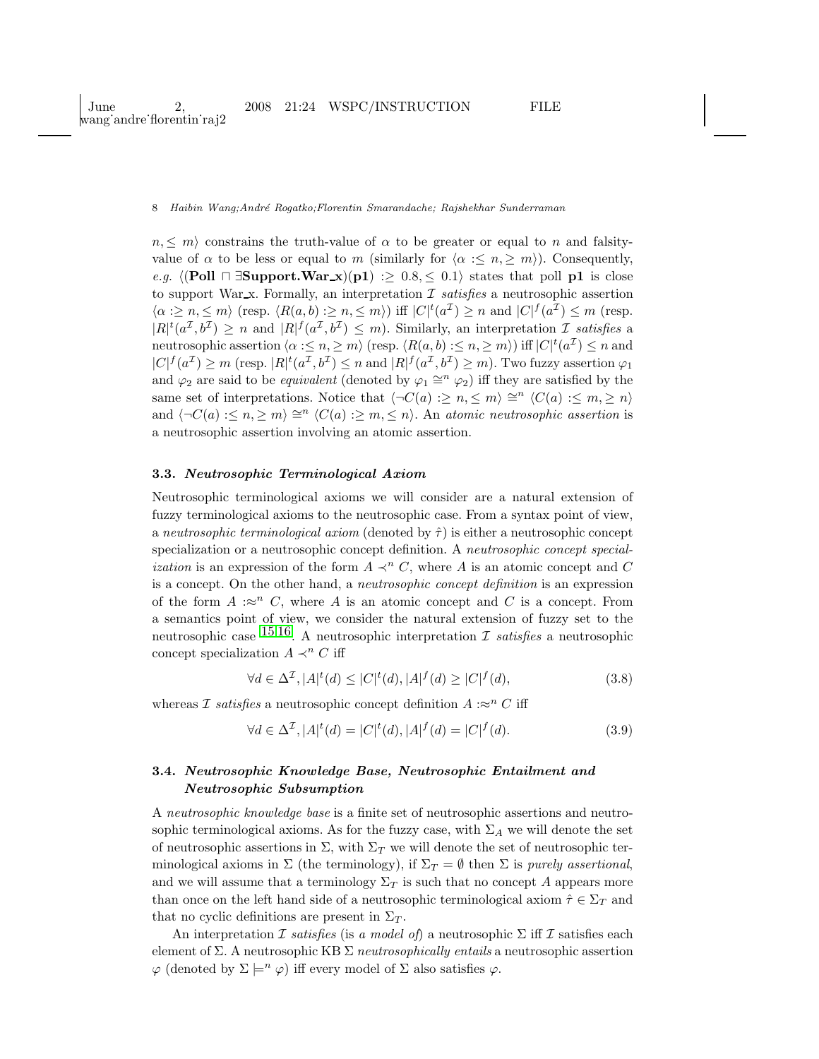$n, \leq m\rangle$ constrains the truth-value of $\alpha$ to be greater or equal to $n$ and falsity-value of $\alpha$ to be less or equal to $m$ (similarly for $\langle\alpha :\leq n, \geq m\rangle$). Consequently, *e.g.* $\langle(\mathbf{Poll} \sqcap \exists \mathbf{Support.War\_x})(\mathbf{p1}) :\geq 0.8, \leq 0.1\rangle$ states that poll **p1** is close to support War_x. Formally, an interpretation $\mathcal{I}$ *satisfies* a neutrosophic assertion $\langle\alpha :\geq n, \leq m\rangle$ (resp. $\langle R(a,b) :\geq n, \leq m\rangle$) iff $|C|^t(a^{\mathcal{I}}) \geq n$ and $|C|^f(a^{\mathcal{I}}) \leq m$ (resp. $|R|^t(a^{\mathcal{I}}, b^{\mathcal{I}}) \geq n$ and $|R|^f(a^{\mathcal{I}}, b^{\mathcal{I}}) \leq m$). Similarly, an interpretation $\mathcal{I}$ *satisfies* a neutrosophic assertion $\langle\alpha :\leq n, \geq m\rangle$ (resp. $\langle R(a,b) :\leq n, \geq m\rangle$) iff $|C|^t(a^{\mathcal{I}}) \leq n$ and $|C|^f(a^{\mathcal{I}}) \geq m$ (resp. $|R|^t(a^{\mathcal{I}}, b^{\mathcal{I}}) \leq n$ and $|R|^f(a^{\mathcal{I}}, b^{\mathcal{I}}) \geq m$). Two fuzzy assertion $\varphi_1$ and $\varphi_2$ are said to be *equivalent* (denoted by $\varphi_1 \cong^n \varphi_2$) iff they are satisfied by the same set of interpretations. Notice that $\langle\neg C(a) :\geq n, \leq m\rangle \cong^n \langle C(a) :\leq m, \geq n\rangle$ and $\langle\neg C(a) :\leq n, \geq m\rangle \cong^n \langle C(a) :\geq m, \leq n\rangle$. An *atomic neutrosophic assertion* is a neutrosophic assertion involving an atomic assertion.

### 3.3. *Neutrosophic Terminological Axiom*

Neutrosophic terminological axioms we will consider are a natural extension of fuzzy terminological axioms to the neutrosophic case. From a syntax point of view, a *neutrosophic terminological axiom* (denoted by $\hat{\tau}$) is either a neutrosophic concept specialization or a neutrosophic concept definition. A *neutrosophic concept specialization* is an expression of the form $A \prec^n C$, where $A$ is an atomic concept and $C$ is a concept. On the other hand, a *neutrosophic concept definition* is an expression of the form $A :\approx^n C$, where $A$ is an atomic concept and $C$ is a concept. From a semantics point of view, we consider the natural extension of fuzzy set to the neutrosophic case [15,16]. A neutrosophic interpretation $\mathcal{I}$ *satisfies* a neutrosophic concept specialization $A \prec^n C$ iff

$$\forall d \in \Delta^{\mathcal{I}}, |A|^t(d) \leq |C|^t(d), |A|^f(d) \geq |C|^f(d), \tag{3.8}$$

whereas $\mathcal{I}$ *satisfies* a neutrosophic concept definition $A :\approx^n C$ iff

$$\forall d \in \Delta^{\mathcal{I}}, |A|^t(d) = |C|^t(d), |A|^f(d) = |C|^f(d). \tag{3.9}$$

### 3.4. *Neutrosophic Knowledge Base, Neutrosophic Entailment and Neutrosophic Subsumption*

A *neutrosophic knowledge base* is a finite set of neutrosophic assertions and neutrosophic terminological axioms. As for the fuzzy case, with $\Sigma_A$ we will denote the set of neutrosophic assertions in $\Sigma$, with $\Sigma_T$ we will denote the set of neutrosophic terminological axioms in $\Sigma$ (the terminology), if $\Sigma_T = \emptyset$ then $\Sigma$ is *purely assertional*, and we will assume that a terminology $\Sigma_T$ is such that no concept $A$ appears more than once on the left hand side of a neutrosophic terminological axiom $\hat{\tau} \in \Sigma_T$ and that no cyclic definitions are present in $\Sigma_T$.

An interpretation $\mathcal{I}$ *satisfies* (is *a model of*) a neutrosophic $\Sigma$ iff $\mathcal{I}$ satisfies each element of $\Sigma$. A neutrosophic KB $\Sigma$ *neutrosophically entails* a neutrosophic assertion $\varphi$ (denoted by $\Sigma \models^n \varphi$) iff every model of $\Sigma$ also satisfies $\varphi$.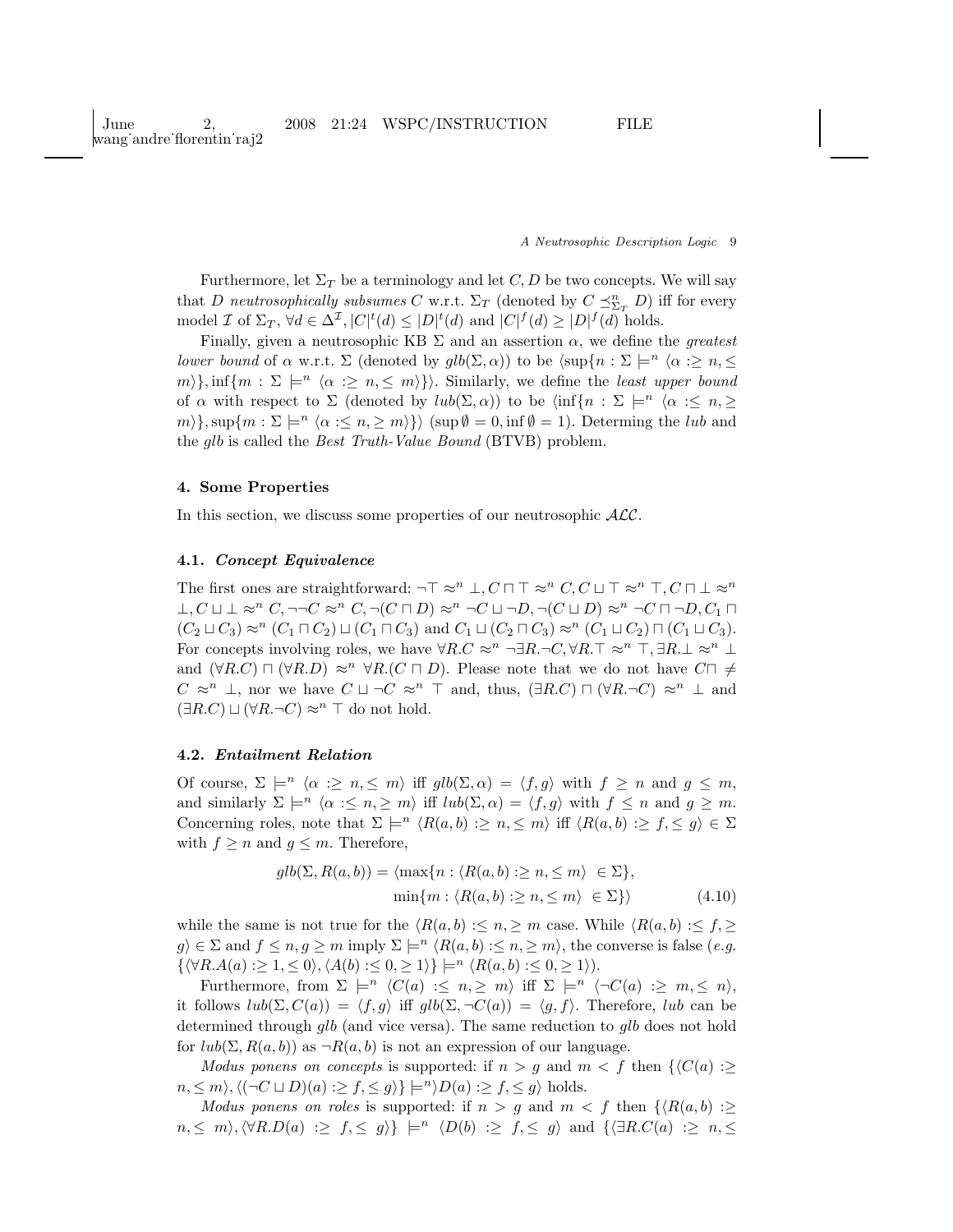Furthermore, let $\Sigma_T$ be a terminology and let $C, D$ be two concepts. We will say that $D$ *neutrosophically subsumes* $C$ w.r.t. $\Sigma_T$ (denoted by $C \preceq^n_{\Sigma_T} D$) iff for every model $\mathcal{I}$ of $\Sigma_T$, $\forall d \in \Delta^{\mathcal{I}}, |C|^t(d) \leq |D|^t(d)$ and $|C|^f(d) \geq |D|^f(d)$ holds.

Finally, given a neutrosophic KB $\Sigma$ and an assertion $\alpha$, we define the *greatest lower bound* of $\alpha$ w.r.t. $\Sigma$ (denoted by $glb(\Sigma, \alpha)$) to be $\langle \sup\{n : \Sigma \models^n \langle \alpha :\geq n, \leq m\rangle\}, \inf\{m : \Sigma \models^n \langle \alpha :\geq n, \leq m\rangle\}\rangle$. Similarly, we define the *least upper bound* of $\alpha$ with respect to $\Sigma$ (denoted by $lub(\Sigma, \alpha)$) to be $\langle \inf\{n : \Sigma \models^n \langle \alpha :\leq n, \geq m\rangle\}, \sup\{m : \Sigma \models^n \langle \alpha :\leq n, \geq m\rangle\}\rangle$ ($\sup \emptyset = 0, \inf \emptyset = 1$). Determing the $lub$ and the $glb$ is called the *Best Truth-Value Bound* (BTVB) problem.

## 4. Some Properties

In this section, we discuss some properties of our neutrosophic $\mathcal{ALC}$.

### 4.1. *Concept Equivalence*

The first ones are straightforward: $\neg\top \approx^n \bot, C \sqcap \top \approx^n C, C \sqcup \top \approx^n \top, C \sqcap \bot \approx^n \bot, C \sqcup \bot \approx^n C, \neg\neg C \approx^n C, \neg(C \sqcap D) \approx^n \neg C \sqcup \neg D, \neg(C \sqcup D) \approx^n \neg C \sqcap \neg D, C_1 \sqcap (C_2 \sqcup C_3) \approx^n (C_1 \sqcap C_2) \sqcup (C_1 \sqcap C_3)$ and $C_1 \sqcup (C_2 \sqcap C_3) \approx^n (C_1 \sqcup C_2) \sqcap (C_1 \sqcup C_3)$. For concepts involving roles, we have $\forall R.C \approx^n \neg\exists R.\neg C, \forall R.\top \approx^n \top, \exists R.\bot \approx^n \bot$ and $(\forall R.C) \sqcap (\forall R.D) \approx^n \forall R.(C \sqcap D)$. Please note that we do not have $C \sqcap \neq C \approx^n \bot$, nor we have $C \sqcup \neg C \approx^n \top$ and, thus, $(\exists R.C) \sqcap (\forall R.\neg C) \approx^n \bot$ and $(\exists R.C) \sqcup (\forall R.\neg C) \approx^n \top$ do not hold.

### 4.2. *Entailment Relation*

Of course, $\Sigma \models^n \langle \alpha :\geq n, \leq m\rangle$ iff $glb(\Sigma, \alpha) = \langle f, g\rangle$ with $f \geq n$ and $g \leq m$, and similarly $\Sigma \models^n \langle \alpha :\leq n, \geq m\rangle$ iff $lub(\Sigma, \alpha) = \langle f, g\rangle$ with $f \leq n$ and $g \geq m$. Concerning roles, note that $\Sigma \models^n \langle R(a,b) :\geq n, \leq m\rangle$ iff $\langle R(a,b) :\geq f, \leq g\rangle \in \Sigma$ with $f \geq n$ and $g \leq m$. Therefore,

$$glb(\Sigma, R(a,b)) = \langle \max\{n : \langle R(a,b) :\geq n, \leq m\rangle \in \Sigma\}, \min\{m : \langle R(a,b) :\geq n, \leq m\rangle \in \Sigma\}\rangle \quad (4.10)$$

while the same is not true for the $\langle R(a,b) :\leq n, \geq m$ case. While $\langle R(a,b) :\leq f, \geq g\rangle \in \Sigma$ and $f \leq n, g \geq m$ imply $\Sigma \models^n \langle R(a,b) :\leq n, \geq m\rangle$, the converse is false (*e.g.* $\{\langle \forall R.A(a) :\geq 1, \leq 0\rangle, \langle A(b) :\leq 0, \geq 1\rangle\} \models^n \langle R(a,b) :\leq 0, \geq 1\rangle$).

Furthermore, from $\Sigma \models^n \langle C(a) :\leq n, \geq m\rangle$ iff $\Sigma \models^n \langle \neg C(a) :\geq m, \leq n\rangle$, it follows $lub(\Sigma, C(a)) = \langle f, g\rangle$ iff $glb(\Sigma, \neg C(a)) = \langle g, f\rangle$. Therefore, $lub$ can be determined through $glb$ (and vice versa). The same reduction to $glb$ does not hold for $lub(\Sigma, R(a,b))$ as $\neg R(a,b)$ is not an expression of our language.

*Modus ponens on concepts* is supported: if $n > g$ and $m < f$ then $\{\langle C(a) :\geq n, \leq m\rangle, \langle(\neg C \sqcup D)(a) :\geq f, \leq g\rangle\} \models^n \rangle D(a) :\geq f, \leq g\rangle$ holds.

*Modus ponens on roles* is supported: if $n > g$ and $m < f$ then $\{\langle R(a,b) :\geq n, \leq m\rangle, \langle \forall R.D(a) :\geq f, \leq g\rangle\} \models^n \langle D(b) :\geq f, \leq g\rangle$ and $\{\langle \exists R.C(a) :\geq n, \leq$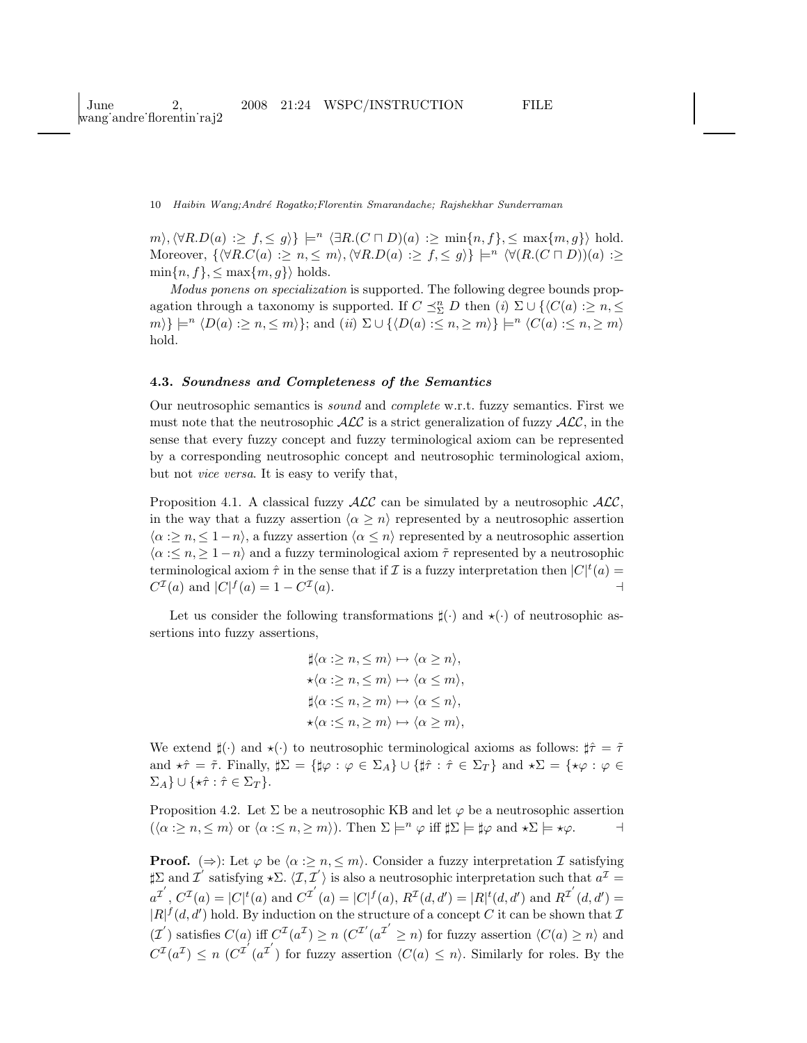$m\rangle, \langle \forall R.D(a) :\geq f, \leq g\rangle\} \models^n \langle \exists R.(C \sqcap D)(a) :\geq \min\{n, f\}, \leq \max\{m, g\}\rangle$ hold. Moreover, $\{\langle \forall R.C(a) :\geq n, \leq m\rangle, \langle \forall R.D(a) :\geq f, \leq g\rangle\} \models^n \langle \forall (R.(C \sqcap D))(a) :\geq \min\{n, f\}, \leq \max\{m, g\}\rangle$ holds.

*Modus ponens on specialization* is supported. The following degree bounds propagation through a taxonomy is supported. If $C \preceq^n_\Sigma D$ then $(i)$ $\Sigma \cup \{\langle C(a) :\geq n, \leq m\rangle\} \models^n \langle D(a) :\geq n, \leq m\rangle\}$; and $(ii)$ $\Sigma \cup \{\langle D(a) :\leq n, \geq m\rangle\} \models^n \langle C(a) :\leq n, \geq m\rangle$ hold.

### 4.3. *Soundness and Completeness of the Semantics*

Our neutrosophic semantics is *sound* and *complete* w.r.t. fuzzy semantics. First we must note that the neutrosophic $\mathcal{ALC}$ is a strict generalization of fuzzy $\mathcal{ALC}$, in the sense that every fuzzy concept and fuzzy terminological axiom can be represented by a corresponding neutrosophic concept and neutrosophic terminological axiom, but not *vice versa*. It is easy to verify that,

Proposition 4.1. A classical fuzzy $\mathcal{ALC}$ can be simulated by a neutrosophic $\mathcal{ALC}$, in the way that a fuzzy assertion $\langle \alpha \geq n\rangle$ represented by a neutrosophic assertion $\langle \alpha :\geq n, \leq 1-n\rangle$, a fuzzy assertion $\langle \alpha \leq n\rangle$ represented by a neutrosophic assertion $\langle \alpha :\leq n, \geq 1-n\rangle$ and a fuzzy terminological axiom $\tilde{\tau}$ represented by a neutrosophic terminological axiom $\hat{\tau}$ in the sense that if $\mathcal{I}$ is a fuzzy interpretation then $|C|^t(a) = C^{\mathcal{I}}(a)$ and $|C|^f(a) = 1 - C^{\mathcal{I}}(a)$. $\dashv$

Let us consider the following transformations $\sharp(\cdot)$ and $\star(\cdot)$ of neutrosophic assertions into fuzzy assertions,

$$\sharp\langle \alpha :\geq n, \leq m\rangle \mapsto \langle \alpha \geq n\rangle,$$
$$\star\langle \alpha :\geq n, \leq m\rangle \mapsto \langle \alpha \leq m\rangle,$$
$$\sharp\langle \alpha :\leq n, \geq m\rangle \mapsto \langle \alpha \leq n\rangle,$$
$$\star\langle \alpha :\leq n, \geq m\rangle \mapsto \langle \alpha \geq m\rangle,$$

We extend $\sharp(\cdot)$ and $\star(\cdot)$ to neutrosophic terminological axioms as follows: $\sharp\hat{\tau} = \tilde{\tau}$ and $\star\hat{\tau} = \tilde{\tau}$. Finally, $\sharp\Sigma = \{\sharp\varphi : \varphi \in \Sigma_A\} \cup \{\sharp\hat{\tau} : \hat{\tau} \in \Sigma_T\}$ and $\star\Sigma = \{\star\varphi : \varphi \in \Sigma_A\} \cup \{\star\hat{\tau} : \hat{\tau} \in \Sigma_T\}$.

Proposition 4.2. Let $\Sigma$ be a neutrosophic KB and let $\varphi$ be a neutrosophic assertion ($\langle \alpha :\geq n, \leq m\rangle$ or $\langle \alpha :\leq n, \geq m\rangle$). Then $\Sigma \models^n \varphi$ iff $\sharp\Sigma \models \sharp\varphi$ and $\star\Sigma \models \star\varphi$. $\dashv$

**Proof.** ($\Rightarrow$): Let $\varphi$ be $\langle \alpha :\geq n, \leq m\rangle$. Consider a fuzzy interpretation $\mathcal{I}$ satisfying $\sharp\Sigma$ and $\mathcal{I}'$ satisfying $\star\Sigma$. $\langle \mathcal{I}, \mathcal{I}'\rangle$ is also a neutrosophic interpretation such that $a^{\mathcal{I}} = a^{\mathcal{I}'}$, $C^{\mathcal{I}}(a) = |C|^t(a)$ and $C^{\mathcal{I}'}(a) = |C|^f(a)$, $R^{\mathcal{I}}(d, d') = |R|^t(d, d')$ and $R^{\mathcal{I}'}(d, d') = |R|^f(d, d')$ hold. By induction on the structure of a concept $C$ it can be shown that $\mathcal{I}$ ($\mathcal{I}'$) satisfies $C(a)$ iff $C^{\mathcal{I}}(a^{\mathcal{I}}) \geq n$ ($C^{\mathcal{I}'}(a^{\mathcal{I}'} \geq n)$ for fuzzy assertion $\langle C(a) \geq n\rangle$ and $C^{\mathcal{I}}(a^{\mathcal{I}}) \leq n$ ($C^{\mathcal{I}'}(a^{\mathcal{I}'})$ for fuzzy assertion $\langle C(a) \leq n\rangle$. Similarly for roles. By the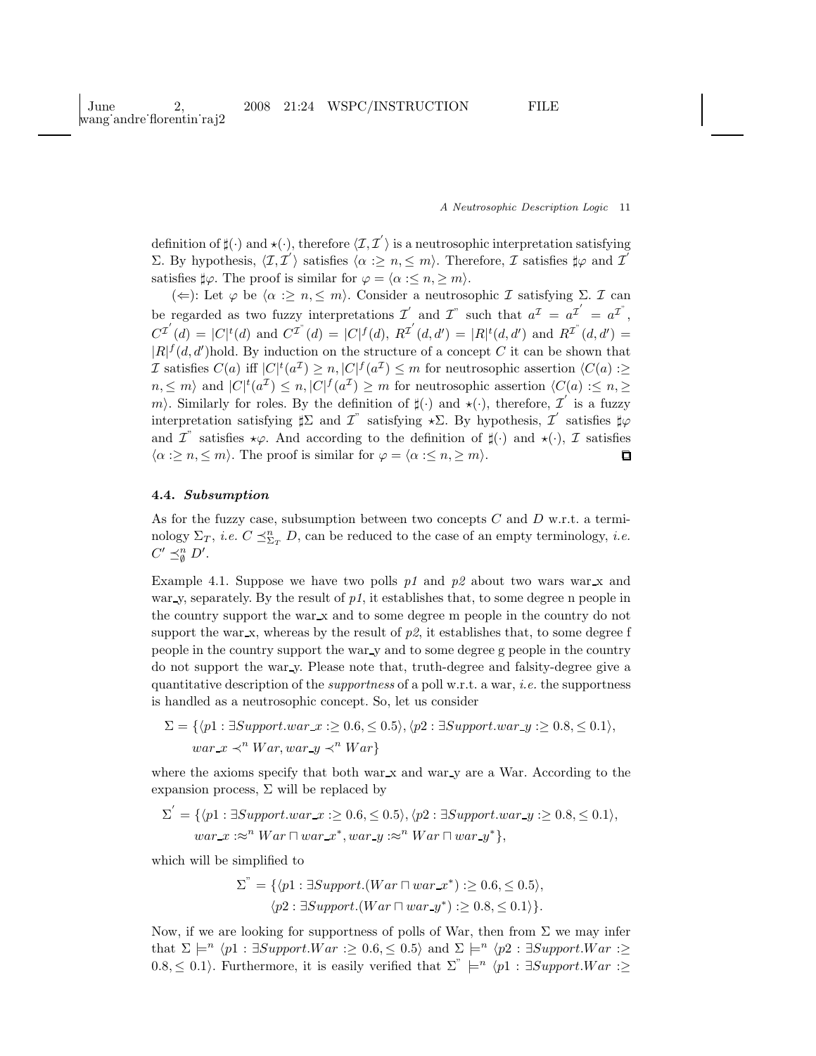definition of $\sharp(\cdot)$ and $\star(\cdot)$, therefore $\langle \mathcal{I}, \mathcal{I}^{'} \rangle$ is a neutrosophic interpretation satisfying $\Sigma$. By hypothesis, $\langle \mathcal{I}, \mathcal{I}^{'} \rangle$ satisfies $\langle \alpha :\geq n, \leq m \rangle$. Therefore, $\mathcal{I}$ satisfies $\sharp\varphi$ and $\mathcal{I}^{'}$ satisfies $\sharp\varphi$. The proof is similar for $\varphi = \langle \alpha :\leq n, \geq m \rangle$.

($\Leftarrow$): Let $\varphi$ be $\langle \alpha :\geq n, \leq m \rangle$. Consider a neutrosophic $\mathcal{I}$ satisfying $\Sigma$. $\mathcal{I}$ can be regarded as two fuzzy interpretations $\mathcal{I}^{'}$ and $\mathcal{I}^{"}$ such that $a^{\mathcal{I}} = a^{\mathcal{I}^{'}} = a^{\mathcal{I}^{"}}$, $C^{\mathcal{I}^{'}}(d) = |C|^{t}(d)$ and $C^{\mathcal{I}^{"}}(d) = |C|^{f}(d)$, $R^{\mathcal{I}^{'}}(d, d') = |R|^{t}(d, d')$ and $R^{\mathcal{I}^{"}}(d, d') = |R|^{f}(d, d')$hold. By induction on the structure of a concept $C$ it can be shown that $\mathcal{I}$ satisfies $C(a)$ iff $|C|^{t}(a^{\mathcal{I}}) \geq n, |C|^{f}(a^{\mathcal{I}}) \leq m$ for neutrosophic assertion $\langle C(a) :\geq n, \leq m \rangle$ and $|C|^{t}(a^{\mathcal{I}}) \leq n, |C|^{f}(a^{\mathcal{I}}) \geq m$ for neutrosophic assertion $\langle C(a) :\leq n, \geq m \rangle$. Similarly for roles. By the definition of $\sharp(\cdot)$ and $\star(\cdot)$, therefore, $\mathcal{I}^{'}$ is a fuzzy interpretation satisfying $\sharp\Sigma$ and $\mathcal{I}^{"}$ satisfying $\star\Sigma$. By hypothesis, $\mathcal{I}^{'}$ satisfies $\sharp\varphi$ and $\mathcal{I}^{"}$ satisfies $\star\varphi$. And according to the definition of $\sharp(\cdot)$ and $\star(\cdot)$, $\mathcal{I}$ satisfies $\langle \alpha :\geq n, \leq m \rangle$. The proof is similar for $\varphi = \langle \alpha :\leq n, \geq m \rangle$. ◻

### 4.4. *Subsumption*

As for the fuzzy case, subsumption between two concepts $C$ and $D$ w.r.t. a terminology $\Sigma_T$, *i.e.* $C \preceq^{n}_{\Sigma_T} D$, can be reduced to the case of an empty terminology, *i.e.* $C' \preceq^{n}_{\emptyset} D'$.

Example 4.1. Suppose we have two polls *p1* and *p2* about two wars war_x and war_y, separately. By the result of *p1*, it establishes that, to some degree n people in the country support the war_x and to some degree m people in the country do not support the war_x, whereas by the result of *p2*, it establishes that, to some degree f people in the country support the war_y and to some degree g people in the country do not support the war_y. Please note that, truth-degree and falsity-degree give a quantitative description of the *supportness* of a poll w.r.t. a war, *i.e.* the supportness is handled as a neutrosophic concept. So, let us consider

$$\Sigma = \{\langle p1 : \exists Support.war\_x :\geq 0.6, \leq 0.5 \rangle, \langle p2 : \exists Support.war\_y :\geq 0.8, \leq 0.1 \rangle,$$
$$war\_x \prec^{n} War, war\_y \prec^{n} War\}$$

where the axioms specify that both war_x and war_y are a War. According to the expansion process, $\Sigma$ will be replaced by

$$\Sigma^{'} = \{\langle p1 : \exists Support.war\_x :\geq 0.6, \leq 0.5 \rangle, \langle p2 : \exists Support.war\_y :\geq 0.8, \leq 0.1 \rangle,$$
$$war\_x :\approx^{n} War \sqcap war\_x^{*}, war\_y :\approx^{n} War \sqcap war\_y^{*}\},$$

which will be simplified to

$$\Sigma^{"} = \{\langle p1 : \exists Support.(War \sqcap war\_x^{*}) :\geq 0.6, \leq 0.5 \rangle,$$
$$\langle p2 : \exists Support.(War \sqcap war\_y^{*}) :\geq 0.8, \leq 0.1 \rangle\}.$$

Now, if we are looking for supportness of polls of War, then from $\Sigma$ we may infer that $\Sigma \models^{n} \langle p1 : \exists Support.War :\geq 0.6, \leq 0.5 \rangle$ and $\Sigma \models^{n} \langle p2 : \exists Support.War :\geq 0.8, \leq 0.1 \rangle$. Furthermore, it is easily verified that $\Sigma^{"} \models^{n} \langle p1 : \exists Support.War :\geq$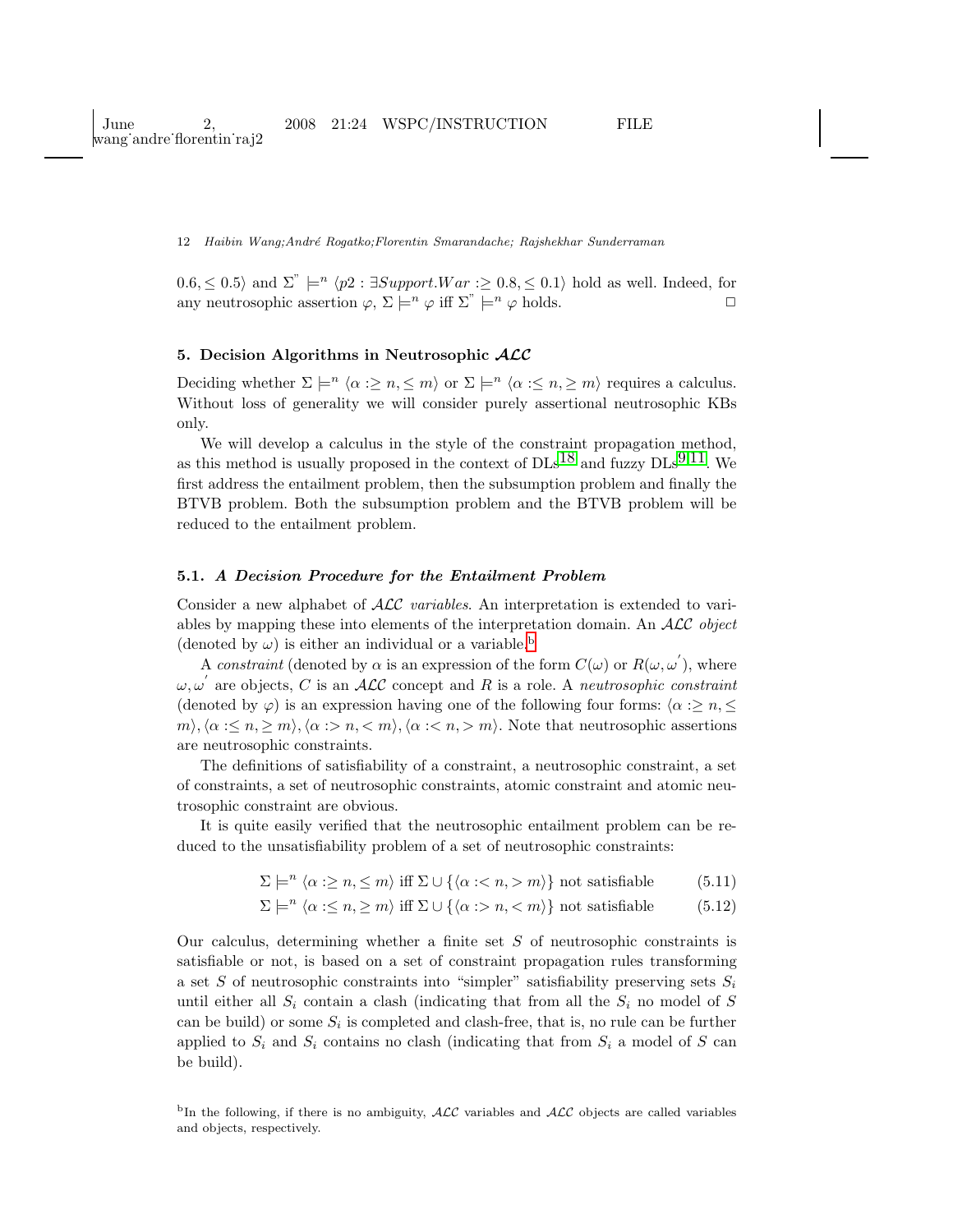$0.6, \leq 0.5\rangle$ and $\Sigma'' \models^n \langle p2 : \exists Support.War :\geq 0.8, \leq 0.1\rangle$ hold as well. Indeed, for any neutrosophic assertion $\varphi$, $\Sigma \models^n \varphi$ iff $\Sigma'' \models^n \varphi$ holds. □

## 5. Decision Algorithms in Neutrosophic $\mathcal{ALC}$

Deciding whether $\Sigma \models^n \langle \alpha :\geq n, \leq m\rangle$ or $\Sigma \models^n \langle \alpha :\leq n, \geq m\rangle$ requires a calculus. Without loss of generality we will consider purely assertional neutrosophic KBs only.

We will develop a calculus in the style of the constraint propagation method, as this method is usually proposed in the context of DLs[18] and fuzzy DLs[9,11]. We first address the entailment problem, then the subsumption problem and finally the BTVB problem. Both the subsumption problem and the BTVB problem will be reduced to the entailment problem.

### 5.1. *A Decision Procedure for the Entailment Problem*

Consider a new alphabet of $\mathcal{ALC}$ *variables*. An interpretation is extended to variables by mapping these into elements of the interpretation domain. An $\mathcal{ALC}$ *object* (denoted by $\omega$) is either an individual or a variable.[b]

A *constraint* (denoted by $\alpha$ is an expression of the form $C(\omega)$ or $R(\omega, \omega')$, where $\omega, \omega'$ are objects, $C$ is an $\mathcal{ALC}$ concept and $R$ is a role. A *neutrosophic constraint* (denoted by $\varphi$) is an expression having one of the following four forms: $\langle \alpha :\geq n, \leq m\rangle, \langle \alpha :\leq n, \geq m\rangle, \langle \alpha :> n, < m\rangle, \langle \alpha :< n, > m\rangle$. Note that neutrosophic assertions are neutrosophic constraints.

The definitions of satisfiability of a constraint, a neutrosophic constraint, a set of constraints, a set of neutrosophic constraints, atomic constraint and atomic neutrosophic constraint are obvious.

It is quite easily verified that the neutrosophic entailment problem can be reduced to the unsatisfiability problem of a set of neutrosophic constraints:

$$\Sigma \models^n \langle \alpha :\geq n, \leq m\rangle \text{ iff } \Sigma \cup \{\langle \alpha :< n, > m\rangle\} \text{ not satisfiable} \tag{5.11}$$

$$\Sigma \models^n \langle \alpha :\leq n, \geq m\rangle \text{ iff } \Sigma \cup \{\langle \alpha :> n, < m\rangle\} \text{ not satisfiable} \tag{5.12}$$

Our calculus, determining whether a finite set $S$ of neutrosophic constraints is satisfiable or not, is based on a set of constraint propagation rules transforming a set $S$ of neutrosophic constraints into "simpler" satisfiability preserving sets $S_i$ until either all $S_i$ contain a clash (indicating that from all the $S_i$ no model of $S$ can be build) or some $S_i$ is completed and clash-free, that is, no rule can be further applied to $S_i$ and $S_i$ contains no clash (indicating that from $S_i$ a model of $S$ can be build).

[b] In the following, if there is no ambiguity, $\mathcal{ALC}$ variables and $\mathcal{ALC}$ objects are called variables and objects, respectively.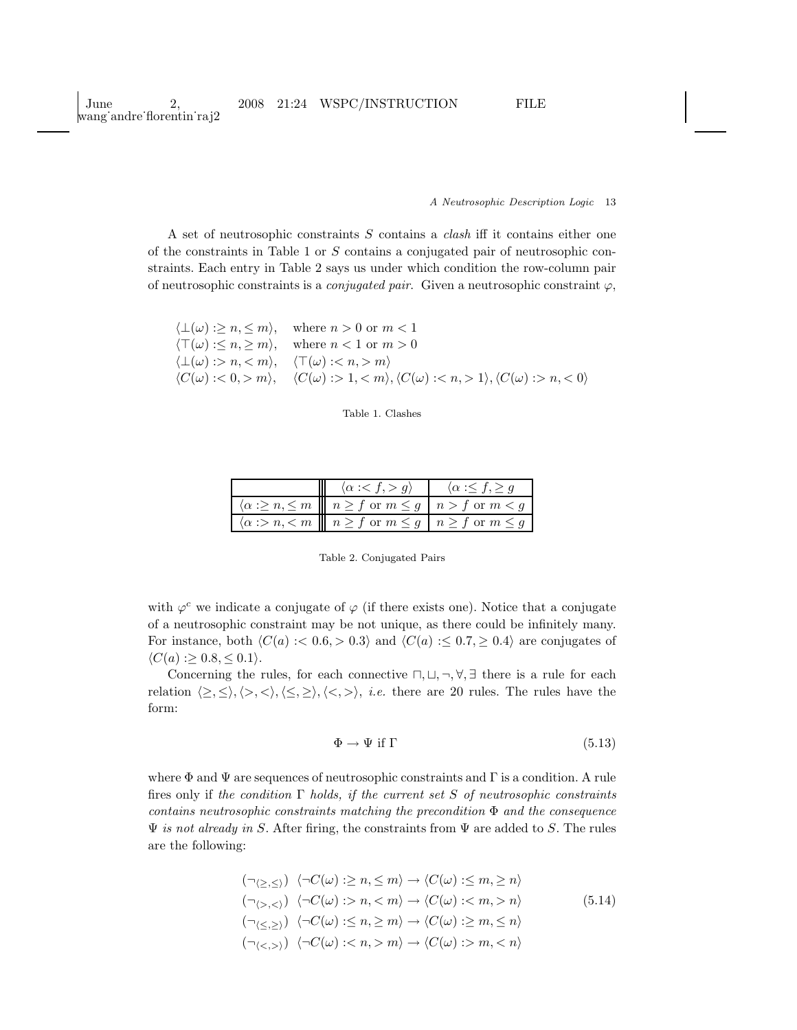A set of neutrosophic constraints $S$ contains a *clash* iff it contains either one of the constraints in Table 1 or $S$ contains a conjugated pair of neutrosophic constraints. Each entry in Table 2 says us under which condition the row-column pair of neutrosophic constraints is a *conjugated pair*. Given a neutrosophic constraint $\varphi$,

$$
\begin{array}{ll}
\langle \bot(\omega) :\geq n, \leq m \rangle, & \text{where } n > 0 \text{ or } m < 1 \\
\langle \top(\omega) :\leq n, \geq m \rangle, & \text{where } n < 1 \text{ or } m > 0 \\
\langle \bot(\omega) :> n, < m \rangle, & \langle \top(\omega) :< n, > m \rangle \\
\langle C(\omega) :< 0, > m \rangle, & \langle C(\omega) :> 1, < m \rangle, \langle C(\omega) :< n, > 1 \rangle, \langle C(\omega) :> n, < 0 \rangle
\end{array}
$$

Table 1. Clashes

| | $\langle \alpha :< f, > g \rangle$ | $\langle \alpha :\leq f, \geq g$ |
|---|---|---|
| $\langle \alpha :\geq n, \leq m$ | $n \geq f$ or $m \leq g$ | $n > f$ or $m < g$ |
| $\langle \alpha :> n, < m$ | $n \geq f$ or $m \leq g$ | $n \geq f$ or $m \leq g$ |

Table 2. Conjugated Pairs

with $\varphi^c$ we indicate a conjugate of $\varphi$ (if there exists one). Notice that a conjugate of a neutrosophic constraint may be not unique, as there could be infinitely many. For instance, both $\langle C(a) :< 0.6, > 0.3 \rangle$ and $\langle C(a) :\leq 0.7, \geq 0.4 \rangle$ are conjugates of $\langle C(a) :\geq 0.8, \leq 0.1 \rangle$.

Concerning the rules, for each connective $\sqcap, \sqcup, \neg, \forall, \exists$ there is a rule for each relation $\langle \geq, \leq \rangle, \langle >, < \rangle, \langle \leq, \geq \rangle, \langle <, > \rangle$, *i.e.* there are 20 rules. The rules have the form:

$$
\Phi \rightarrow \Psi \text{ if } \Gamma \tag{5.13}
$$

where $\Phi$ and $\Psi$ are sequences of neutrosophic constraints and $\Gamma$ is a condition. A rule fires only if *the condition* $\Gamma$ *holds, if the current set* $S$ *of neutrosophic constraints contains neutrosophic constraints matching the precondition* $\Phi$ *and the consequence* $\Psi$ *is not already in* $S$. After firing, the constraints from $\Psi$ are added to $S$. The rules are the following:

$$
\begin{array}{ll}
(\neg_{\langle \geq, \leq \rangle}) & \langle \neg C(\omega) :\geq n, \leq m \rangle \rightarrow \langle C(\omega) :\leq m, \geq n \rangle \\
(\neg_{\langle >, < \rangle}) & \langle \neg C(\omega) :> n, < m \rangle \rightarrow \langle C(\omega) :< m, > n \rangle \\
(\neg_{\langle \leq, \geq \rangle}) & \langle \neg C(\omega) :\leq n, \geq m \rangle \rightarrow \langle C(\omega) :\geq m, \leq n \rangle \\
(\neg_{\langle <, > \rangle}) & \langle \neg C(\omega) :< n, > m \rangle \rightarrow \langle C(\omega) :> m, < n \rangle
\end{array} \tag{5.14}
$$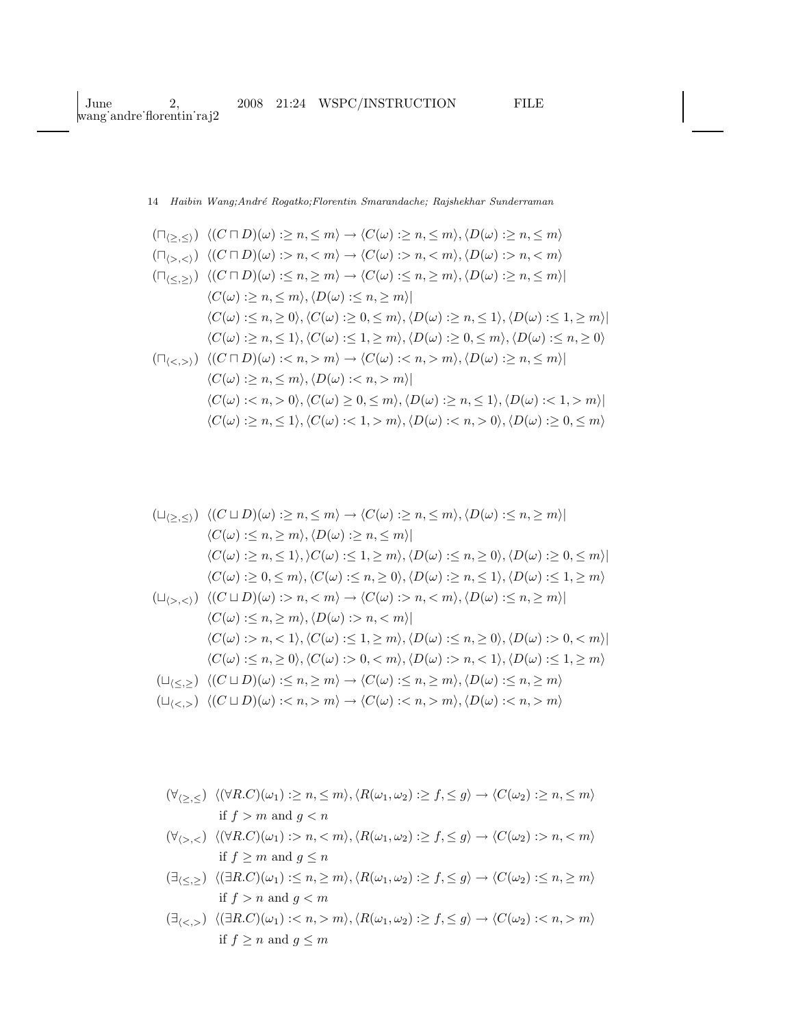$(\sqcap_{\langle\geq,\leq\rangle})$ $\langle (C \sqcap D)(\omega) :\geq n, \leq m\rangle \rightarrow \langle C(\omega) :\geq n, \leq m\rangle, \langle D(\omega) :\geq n, \leq m\rangle$

$(\sqcap_{\langle>,<\rangle})$ $\langle (C \sqcap D)(\omega) :> n, < m\rangle \rightarrow \langle C(\omega) :> n, < m\rangle, \langle D(\omega) :> n, < m\rangle$

$(\sqcap_{\langle\leq,\geq\rangle})$ $\langle (C \sqcap D)(\omega) :\leq n, \geq m\rangle \rightarrow \langle C(\omega) :\leq n, \geq m\rangle, \langle D(\omega) :\geq n, \leq m\rangle |$
$\langle C(\omega) :\geq n, \leq m\rangle, \langle D(\omega) :\leq n, \geq m\rangle |$
$\langle C(\omega) :\leq n, \geq 0\rangle, \langle C(\omega) :\geq 0, \leq m\rangle, \langle D(\omega) :\geq n, \leq 1\rangle, \langle D(\omega) :\leq 1, \geq m\rangle |$
$\langle C(\omega) :\geq n, \leq 1\rangle, \langle C(\omega) :\leq 1, \geq m\rangle, \langle D(\omega) :\geq 0, \leq m\rangle, \langle D(\omega) :\leq n, \geq 0\rangle$

$(\sqcap_{\langle<,>\rangle})$ $\langle (C \sqcap D)(\omega) :< n, > m\rangle \rightarrow \langle C(\omega) :< n, > m\rangle, \langle D(\omega) :\geq n, \leq m\rangle |$
$\langle C(\omega) :\geq n, \leq m\rangle, \langle D(\omega) :< n, > m\rangle |$
$\langle C(\omega) :< n, > 0\rangle, \langle C(\omega) \geq 0, \leq m\rangle, \langle D(\omega) :\geq n, \leq 1\rangle, \langle D(\omega) :< 1, > m\rangle |$
$\langle C(\omega) :\geq n, \leq 1\rangle, \langle C(\omega) :< 1, > m\rangle, \langle D(\omega) :< n, > 0\rangle, \langle D(\omega) :\geq 0, \leq m\rangle$

$(\sqcup_{\langle\geq,\leq\rangle})$ $\langle (C \sqcup D)(\omega) :\geq n, \leq m\rangle \rightarrow \langle C(\omega) :\geq n, \leq m\rangle, \langle D(\omega) :\leq n, \geq m\rangle |$
$\langle C(\omega) :\leq n, \geq m\rangle, \langle D(\omega) :\geq n, \leq m\rangle |$
$\langle C(\omega) :\geq n, \leq 1\rangle, \rangle C(\omega) :\leq 1, \geq m\rangle, \langle D(\omega) :\leq n, \geq 0\rangle, \langle D(\omega) :\geq 0, \leq m\rangle |$
$\langle C(\omega) :\geq 0, \leq m\rangle, \langle C(\omega) :\leq n, \geq 0\rangle, \langle D(\omega) :\geq n, \leq 1\rangle, \langle D(\omega) :\leq 1, \geq m\rangle$

$(\sqcup_{\langle>,<\rangle})$ $\langle (C \sqcup D)(\omega) :> n, < m\rangle \rightarrow \langle C(\omega) :> n, < m\rangle, \langle D(\omega) :\leq n, \geq m\rangle |$
$\langle C(\omega) :\leq n, \geq m\rangle, \langle D(\omega) :> n, < m\rangle |$
$\langle C(\omega) :> n, < 1\rangle, \langle C(\omega) :\leq 1, \geq m\rangle, \langle D(\omega) :\leq n, \geq 0\rangle, \langle D(\omega) :> 0, < m\rangle |$
$\langle C(\omega) :\leq n, \geq 0\rangle, \langle C(\omega) :> 0, < m\rangle, \langle D(\omega) :> n, < 1\rangle, \langle D(\omega) :\leq 1, \geq m\rangle$

$(\sqcup_{\langle\leq,\geq\rangle})$ $\langle (C \sqcup D)(\omega) :\leq n, \geq m\rangle \rightarrow \langle C(\omega) :\leq n, \geq m\rangle, \langle D(\omega) :\leq n, \geq m\rangle$

$(\sqcup_{\langle<,>\rangle})$ $\langle (C \sqcup D)(\omega) :< n, > m\rangle \rightarrow \langle C(\omega) :< n, > m\rangle, \langle D(\omega) :< n, > m\rangle$

$(\forall_{\langle\geq,\leq})$ $\langle (\forall R.C)(\omega_1) :\geq n, \leq m\rangle, \langle R(\omega_1, \omega_2) :\geq f, \leq g\rangle \rightarrow \langle C(\omega_2) :\geq n, \leq m\rangle$
if $f > m$ and $g < n$

$(\forall_{\langle>,<})$ $\langle (\forall R.C)(\omega_1) :> n, < m\rangle, \langle R(\omega_1, \omega_2) :\geq f, \leq g\rangle \rightarrow \langle C(\omega_2) :> n, < m\rangle$
if $f \geq m$ and $g \leq n$

$(\exists_{\langle\leq,\geq})$ $\langle (\exists R.C)(\omega_1) :\leq n, \geq m\rangle, \langle R(\omega_1, \omega_2) :\geq f, \leq g\rangle \rightarrow \langle C(\omega_2) :\leq n, \geq m\rangle$
if $f > n$ and $g < m$

$(\exists_{\langle<,>})$ $\langle (\exists R.C)(\omega_1) :< n, > m\rangle, \langle R(\omega_1, \omega_2) :\geq f, \leq g\rangle \rightarrow \langle C(\omega_2) :< n, > m\rangle$
if $f \geq n$ and $g \leq m$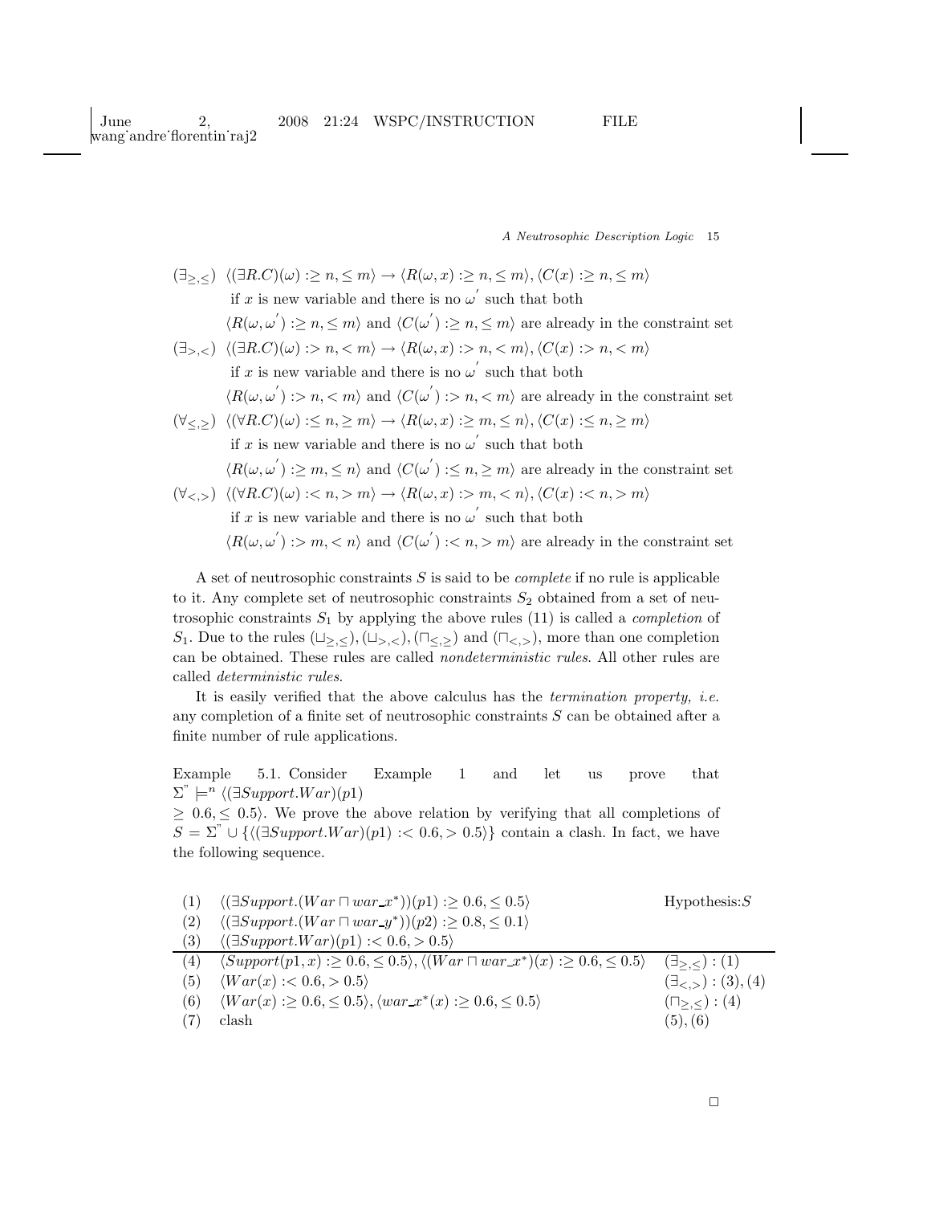$(\exists_{\geq,\leq})$ $\langle(\exists R.C)(\omega) :\geq n, \leq m\rangle \rightarrow \langle R(\omega, x) :\geq n, \leq m\rangle, \langle C(x) :\geq n, \leq m\rangle$
if $x$ is new variable and there is no $\omega'$ such that both
$\langle R(\omega, \omega') :\geq n, \leq m\rangle$ and $\langle C(\omega') :\geq n, \leq m\rangle$ are already in the constraint set

$(\exists_{>,<})$ $\langle(\exists R.C)(\omega) :> n, < m\rangle \rightarrow \langle R(\omega, x) :> n, < m\rangle, \langle C(x) :> n, < m\rangle$
if $x$ is new variable and there is no $\omega'$ such that both
$\langle R(\omega, \omega') :> n, < m\rangle$ and $\langle C(\omega') :> n, < m\rangle$ are already in the constraint set

$(\forall_{\leq,\geq})$ $\langle(\forall R.C)(\omega) :\leq n, \geq m\rangle \rightarrow \langle R(\omega, x) :\geq m, \leq n\rangle, \langle C(x) :\leq n, \geq m\rangle$
if $x$ is new variable and there is no $\omega'$ such that both
$\langle R(\omega, \omega') :\geq m, \leq n\rangle$ and $\langle C(\omega') :\leq n, \geq m\rangle$ are already in the constraint set

$(\forall_{<,>})$ $\langle(\forall R.C)(\omega) :< n, > m\rangle \rightarrow \langle R(\omega, x) :> m, < n\rangle, \langle C(x) :< n, > m\rangle$
if $x$ is new variable and there is no $\omega'$ such that both
$\langle R(\omega, \omega') :> m, < n\rangle$ and $\langle C(\omega') :< n, > m\rangle$ are already in the constraint set

A set of neutrosophic constraints $S$ is said to be *complete* if no rule is applicable to it. Any complete set of neutrosophic constraints $S_2$ obtained from a set of neutrosophic constraints $S_1$ by applying the above rules (11) is called a *completion* of $S_1$. Due to the rules $(\sqcup_{\geq,\leq}), (\sqcup_{>,<}), (\sqcap_{\leq,\geq})$ and $(\sqcap_{<,>})$, more than one completion can be obtained. These rules are called *nondeterministic rules*. All other rules are called *deterministic rules*.

It is easily verified that the above calculus has the *termination property, i.e.* any completion of a finite set of neutrosophic constraints $S$ can be obtained after a finite number of rule applications.

Example 5.1. Consider Example 1 and let us prove that $\Sigma'' \models^n \langle(\exists Support.War)(p1) \geq 0.6, \leq 0.5\rangle$. We prove the above relation by verifying that all completions of $S = \Sigma'' \cup \{\langle(\exists Support.War)(p1) :< 0.6, > 0.5\rangle\}$ contain a clash. In fact, we have the following sequence.

| | | |
|---|---|---|
| (1) | $\langle(\exists Support.(War \sqcap war\_x^*))(p1) :\geq 0.6, \leq 0.5\rangle$ | Hypothesis:$S$ |
| (2) | $\langle(\exists Support.(War \sqcap war\_y^*))(p2) :\geq 0.8, \leq 0.1\rangle$ | |
| (3) | $\langle(\exists Support.War)(p1) :< 0.6, > 0.5\rangle$ | |
| (4) | $\langle Support(p1, x) :\geq 0.6, \leq 0.5\rangle, \langle(War \sqcap war\_x^*)(x) :\geq 0.6, \leq 0.5\rangle$ | $(\exists_{\geq,\leq}) : (1)$ |
| (5) | $\langle War(x) :< 0.6, > 0.5\rangle$ | $(\exists_{<,>}) : (3), (4)$ |
| (6) | $\langle War(x) :\geq 0.6, \leq 0.5\rangle, \langle war\_x^*(x) :\geq 0.6, \leq 0.5\rangle$ | $(\sqcap_{\geq,\leq}) : (4)$ |
| (7) | clash | $(5), (6)$ |

□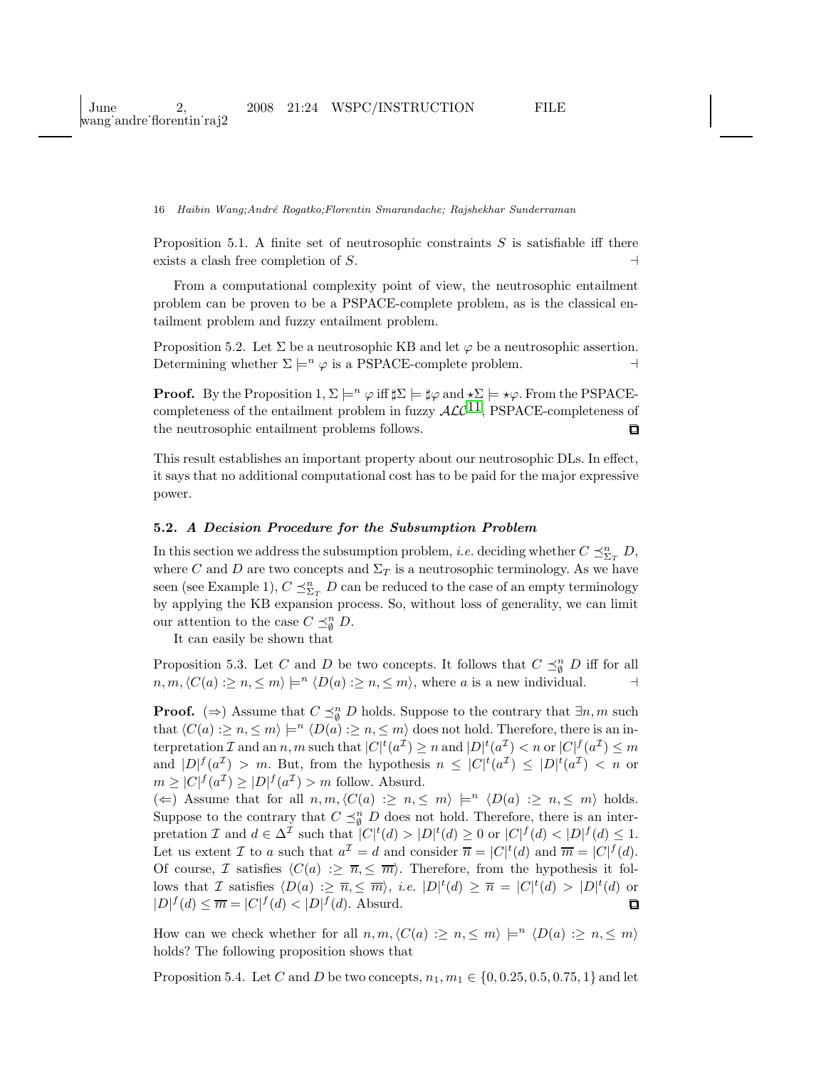Proposition 5.1. A finite set of neutrosophic constraints $S$ is satisfiable iff there exists a clash free completion of $S$. $\dashv$

From a computational complexity point of view, the neutrosophic entailment problem can be proven to be a PSPACE-complete problem, as is the classical entailment problem and fuzzy entailment problem.

Proposition 5.2. Let $\Sigma$ be a neutrosophic KB and let $\varphi$ be a neutrosophic assertion. Determining whether $\Sigma \models^n \varphi$ is a PSPACE-complete problem. $\dashv$

**Proof.** By the Proposition 1, $\Sigma \models^n \varphi$ iff $\sharp\Sigma \models \sharp\varphi$ and $\star\Sigma \models \star\varphi$. From the PSPACE-completeness of the entailment problem in fuzzy $\mathcal{ALC}$[11], PSPACE-completeness of the neutrosophic entailment problems follows. $\square$

This result establishes an important property about our neutrosophic DLs. In effect, it says that no additional computational cost has to be paid for the major expressive power.

### 5.2. *A Decision Procedure for the Subsumption Problem*

In this section we address the subsumption problem, *i.e.* deciding whether $C \preceq^n_{\Sigma_T} D$, where $C$ and $D$ are two concepts and $\Sigma_T$ is a neutrosophic terminology. As we have seen (see Example 1), $C \preceq^n_{\Sigma_T} D$ can be reduced to the case of an empty terminology by applying the KB expansion process. So, without loss of generality, we can limit our attention to the case $C \preceq^n_{\emptyset} D$.

It can easily be shown that

Proposition 5.3. Let $C$ and $D$ be two concepts. It follows that $C \preceq^n_{\emptyset} D$ iff for all $n, m, \langle C(a) :\geq n, \leq m\rangle \models^n \langle D(a) :\geq n, \leq m\rangle$, where $a$ is a new individual. $\dashv$

**Proof.** ($\Rightarrow$) Assume that $C \preceq^n_{\emptyset} D$ holds. Suppose to the contrary that $\exists n, m$ such that $\langle C(a) :\geq n, \leq m\rangle \models^n \langle D(a) :\geq n, \leq m\rangle$ does not hold. Therefore, there is an interpretation $\mathcal{I}$ and an $n, m$ such that $|C|^t(a^{\mathcal{I}}) \geq n$ and $|D|^t(a^{\mathcal{I}}) < n$ or $|C|^f(a^{\mathcal{I}}) \leq m$ and $|D|^f(a^{\mathcal{I}}) > m$. But, from the hypothesis $n \leq |C|^t(a^{\mathcal{I}}) \leq |D|^t(a^{\mathcal{I}}) < n$ or $m \geq |C|^f(a^{\mathcal{I}}) \geq |D|^f(a^{\mathcal{I}}) > m$ follow. Absurd.
($\Leftarrow$) Assume that for all $n, m, \langle C(a) :\geq n, \leq m\rangle \models^n \langle D(a) :\geq n, \leq m\rangle$ holds. Suppose to the contrary that $C \preceq^n_{\emptyset} D$ does not hold. Therefore, there is an interpretation $\mathcal{I}$ and $d \in \Delta^{\mathcal{I}}$ such that $|C|^t(d) > |D|^t(d) \geq 0$ or $|C|^f(d) < |D|^f(d) \leq 1$. Let us extent $\mathcal{I}$ to $a$ such that $a^{\mathcal{I}} = d$ and consider $\overline{n} = |C|^t(d)$ and $\overline{m} = |C|^f(d)$. Of course, $\mathcal{I}$ satisfies $\langle C(a) :\geq \overline{n}, \leq \overline{m}\rangle$. Therefore, from the hypothesis it follows that $\mathcal{I}$ satisfies $\langle D(a) :\geq \overline{n}, \leq \overline{m}\rangle$, *i.e.* $|D|^t(d) \geq \overline{n} = |C|^t(d) > |D|^t(d)$ or $|D|^f(d) \leq \overline{m} = |C|^f(d) < |D|^f(d)$. Absurd. $\square$

How can we check whether for all $n, m, \langle C(a) :\geq n, \leq m\rangle \models^n \langle D(a) :\geq n, \leq m\rangle$ holds? The following proposition shows that

Proposition 5.4. Let $C$ and $D$ be two concepts, $n_1, m_1 \in \{0, 0.25, 0.5, 0.75, 1\}$ and let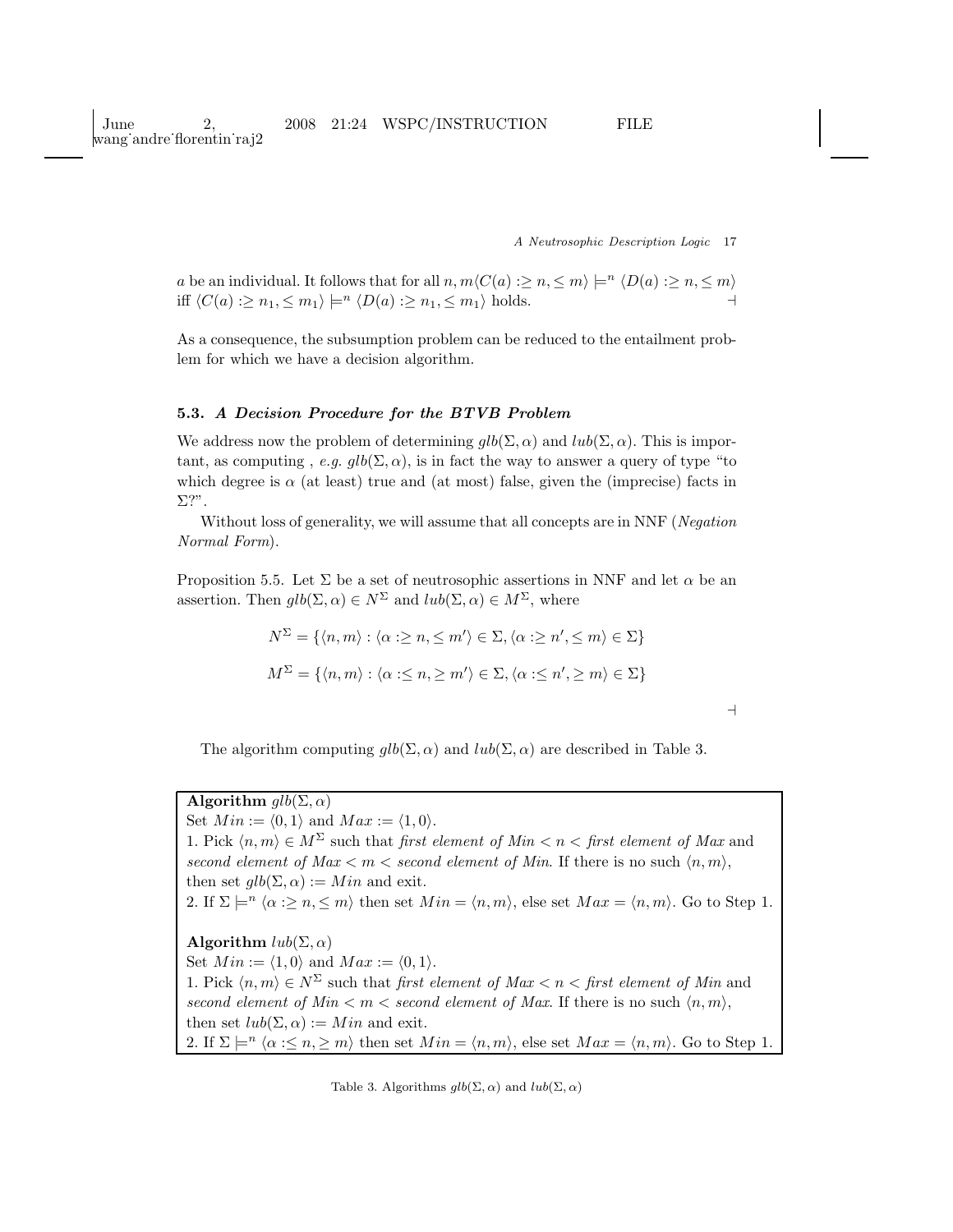$a$ be an individual. It follows that for all $n, m \langle C(a) :\geq n, \leq m\rangle \models^n \langle D(a) :\geq n, \leq m\rangle$ iff $\langle C(a) :\geq n_1, \leq m_1\rangle \models^n \langle D(a) :\geq n_1, \leq m_1\rangle$ holds. $\dashv$

As a consequence, the subsumption problem can be reduced to the entailment problem for which we have a decision algorithm.

### 5.3. *A Decision Procedure for the BTVB Problem*

We address now the problem of determining $glb(\Sigma, \alpha)$ and $lub(\Sigma, \alpha)$. This is important, as computing , *e.g.* $glb(\Sigma, \alpha)$, is in fact the way to answer a query of type "to which degree is $\alpha$ (at least) true and (at most) false, given the (imprecise) facts in $\Sigma$?".

Without loss of generality, we will assume that all concepts are in NNF (*Negation Normal Form*).

Proposition 5.5. Let $\Sigma$ be a set of neutrosophic assertions in NNF and let $\alpha$ be an assertion. Then $glb(\Sigma, \alpha) \in N^\Sigma$ and $lub(\Sigma, \alpha) \in M^\Sigma$, where

$$N^\Sigma = \{\langle n, m\rangle : \langle \alpha :\geq n, \leq m'\rangle \in \Sigma, \langle \alpha :\geq n', \leq m\rangle \in \Sigma\}$$

$$M^\Sigma = \{\langle n, m\rangle : \langle \alpha :\leq n, \geq m'\rangle \in \Sigma, \langle \alpha :\leq n', \geq m\rangle \in \Sigma\}$$

$\dashv$

The algorithm computing $glb(\Sigma, \alpha)$ and $lub(\Sigma, \alpha)$ are described in Table 3.

**Algorithm** $glb(\Sigma, \alpha)$
Set $Min := \langle 0, 1\rangle$ and $Max := \langle 1, 0\rangle$.
1. Pick $\langle n, m\rangle \in M^\Sigma$ such that *first element of Min* $< n <$ *first element of Max* and *second element of Max* $< m <$ *second element of Min*. If there is no such $\langle n, m\rangle$, then set $glb(\Sigma, \alpha) := Min$ and exit.
2. If $\Sigma \models^n \langle \alpha :\geq n, \leq m\rangle$ then set $Min = \langle n, m\rangle$, else set $Max = \langle n, m\rangle$. Go to Step 1.

**Algorithm** $lub(\Sigma, \alpha)$
Set $Min := \langle 1, 0\rangle$ and $Max := \langle 0, 1\rangle$.
1. Pick $\langle n, m\rangle \in N^\Sigma$ such that *first element of Max* $< n <$ *first element of Min* and *second element of Min* $< m <$ *second element of Max*. If there is no such $\langle n, m\rangle$, then set $lub(\Sigma, \alpha) := Min$ and exit.
2. If $\Sigma \models^n \langle \alpha :\leq n, \geq m\rangle$ then set $Min = \langle n, m\rangle$, else set $Max = \langle n, m\rangle$. Go to Step 1.

Table 3. Algorithms $glb(\Sigma, \alpha)$ and $lub(\Sigma, \alpha)$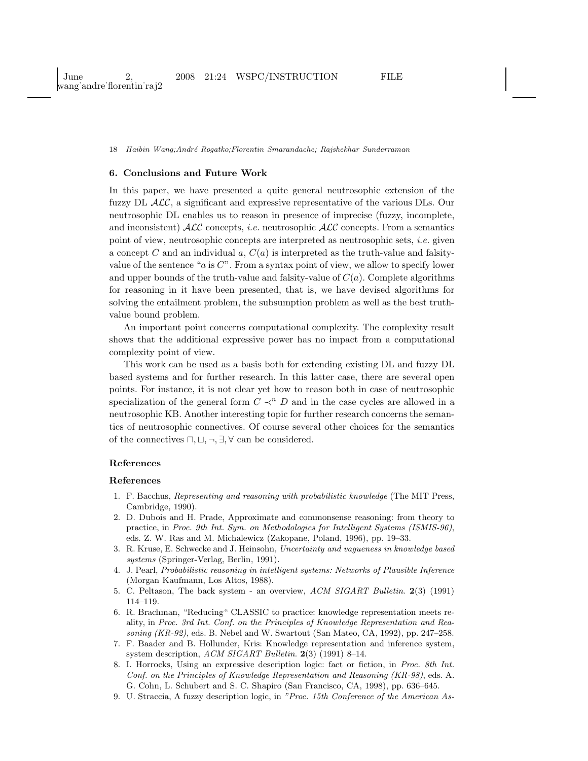## 6. Conclusions and Future Work

In this paper, we have presented a quite general neutrosophic extension of the fuzzy DL $\mathcal{ALC}$, a significant and expressive representative of the various DLs. Our neutrosophic DL enables us to reason in presence of imprecise (fuzzy, incomplete, and inconsistent) $\mathcal{ALC}$ concepts, *i.e.* neutrosophic $\mathcal{ALC}$ concepts. From a semantics point of view, neutrosophic concepts are interpreted as neutrosophic sets, *i.e.* given a concept $C$ and an individual $a$, $C(a)$ is interpreted as the truth-value and falsity-value of the sentence "$a$ is $C$". From a syntax point of view, we allow to specify lower and upper bounds of the truth-value and falsity-value of $C(a)$. Complete algorithms for reasoning in it have been presented, that is, we have devised algorithms for solving the entailment problem, the subsumption problem as well as the best truth-value bound problem.

An important point concerns computational complexity. The complexity result shows that the additional expressive power has no impact from a computational complexity point of view.

This work can be used as a basis both for extending existing DL and fuzzy DL based systems and for further research. In this latter case, there are several open points. For instance, it is not clear yet how to reason both in case of neutrosophic specialization of the general form $C \prec^n D$ and in the case cycles are allowed in a neutrosophic KB. Another interesting topic for further research concerns the semantics of neutrosophic connectives. Of course several other choices for the semantics of the connectives $\sqcap, \sqcup, \neg, \exists, \forall$ can be considered.

## References

## References

1. F. Bacchus, *Representing and reasoning with probabilistic knowledge* (The MIT Press, Cambridge, 1990).
2. D. Dubois and H. Prade, Approximate and commonsense reasoning: from theory to practice, in *Proc. 9th Int. Sym. on Methodologies for Intelligent Systems (ISMIS-96)*, eds. Z. W. Ras and M. Michalewicz (Zakopane, Poland, 1996), pp. 19–33.
3. R. Kruse, E. Schwecke and J. Heinsohn, *Uncertainty and vagueness in knowledge based systems* (Springer-Verlag, Berlin, 1991).
4. J. Pearl, *Probabilistic reasoning in intelligent systems: Networks of Plausible Inference* (Morgan Kaufmann, Los Altos, 1988).
5. C. Peltason, The back system - an overview, *ACM SIGART Bulletin*. **2**(3) (1991) 114–119.
6. R. Brachman, "Reducing" CLASSIC to practice: knowledge representation meets reality, in *Proc. 3rd Int. Conf. on the Principles of Knowledge Representation and Reasoning (KR-92)*, eds. B. Nebel and W. Swartout (San Mateo, CA, 1992), pp. 247–258.
7. F. Baader and B. Hollunder, Kris: Knowledge representation and inference system, system description, *ACM SIGART Bulletin*. **2**(3) (1991) 8–14.
8. I. Horrocks, Using an expressive description logic: fact or fiction, in *Proc. 8th Int. Conf. on the Principles of Knowledge Representation and Reasoning (KR-98)*, eds. A. G. Cohn, L. Schubert and S. C. Shapiro (San Francisco, CA, 1998), pp. 636–645.
9. U. Straccia, A fuzzy description logic, in *"Proc. 15th Conference of the American As-*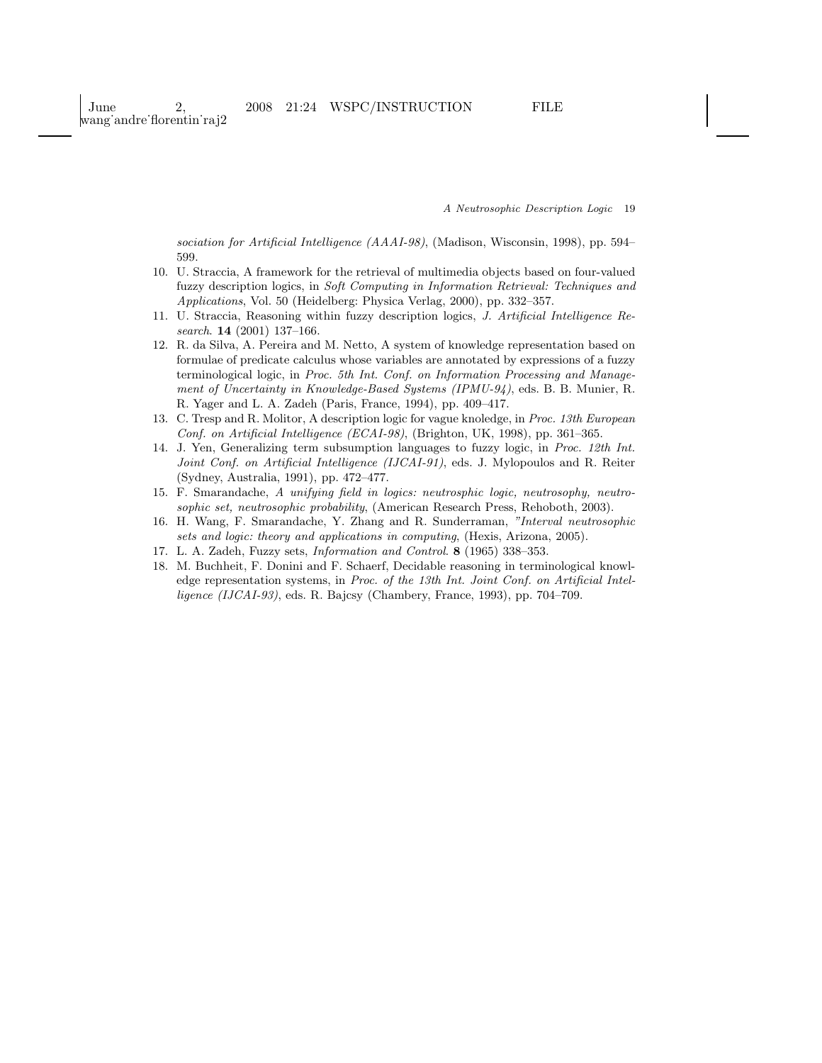*sociation for Artificial Intelligence (AAAI-98)*, (Madison, Wisconsin, 1998), pp. 594–599.

10. U. Straccia, A framework for the retrieval of multimedia objects based on four-valued fuzzy description logics, in *Soft Computing in Information Retrieval: Techniques and Applications*, Vol. 50 (Heidelberg: Physica Verlag, 2000), pp. 332–357.
11. U. Straccia, Reasoning within fuzzy description logics, *J. Artificial Intelligence Research*. **14** (2001) 137–166.
12. R. da Silva, A. Pereira and M. Netto, A system of knowledge representation based on formulae of predicate calculus whose variables are annotated by expressions of a fuzzy terminological logic, in *Proc. 5th Int. Conf. on Information Processing and Management of Uncertainty in Knowledge-Based Systems (IPMU-94)*, eds. B. B. Munier, R. R. Yager and L. A. Zadeh (Paris, France, 1994), pp. 409–417.
13. C. Tresp and R. Molitor, A description logic for vague knoledge, in *Proc. 13th European Conf. on Artificial Intelligence (ECAI-98)*, (Brighton, UK, 1998), pp. 361–365.
14. J. Yen, Generalizing term subsumption languages to fuzzy logic, in *Proc. 12th Int. Joint Conf. on Artificial Intelligence (IJCAI-91)*, eds. J. Mylopoulos and R. Reiter (Sydney, Australia, 1991), pp. 472–477.
15. F. Smarandache, *A unifying field in logics: neutrosphic logic, neutrosophy, neutrosophic set, neutrosophic probability*, (American Research Press, Rehoboth, 2003).
16. H. Wang, F. Smarandache, Y. Zhang and R. Sunderraman, *"Interval neutrosophic sets and logic: theory and applications in computing*, (Hexis, Arizona, 2005).
17. L. A. Zadeh, Fuzzy sets, *Information and Control*. **8** (1965) 338–353.
18. M. Buchheit, F. Donini and F. Schaerf, Decidable reasoning in terminological knowledge representation systems, in *Proc. of the 13th Int. Joint Conf. on Artificial Intelligence (IJCAI-93)*, eds. R. Bajcsy (Chambery, France, 1993), pp. 704–709.